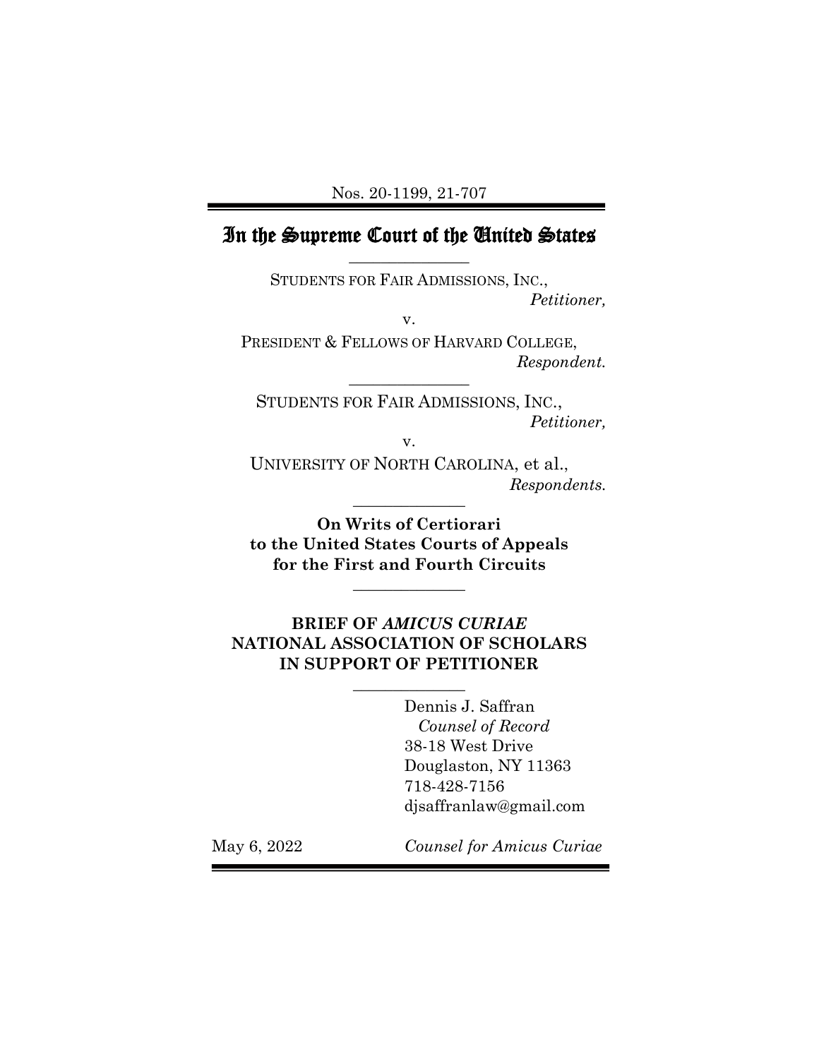Nos. 20-1199, 21-707

# In the Supreme Court of the United States

---

STUDENTS FOR FAIR ADMISSIONS, INC.,
*Petitioner,*

v.

PRESIDENT & FELLOWS OF HARVARD COLLEGE,
*Respondent.*

---

STUDENTS FOR FAIR ADMISSIONS, INC.,
*Petitioner,*

v.

UNIVERSITY OF NORTH CAROLINA, et al.,
*Respondents.*

---

**On Writs of Certiorari to the United States Courts of Appeals for the First and Fourth Circuits**

---

**BRIEF OF *AMICUS CURIAE* NATIONAL ASSOCIATION OF SCHOLARS IN SUPPORT OF PETITIONER**

---

Dennis J. Saffran
*Counsel of Record*
38-18 West Drive
Douglaston, NY 11363
718-428-7156
djsaffranlaw@gmail.com

May 6, 2022

*Counsel for Amicus Curiae*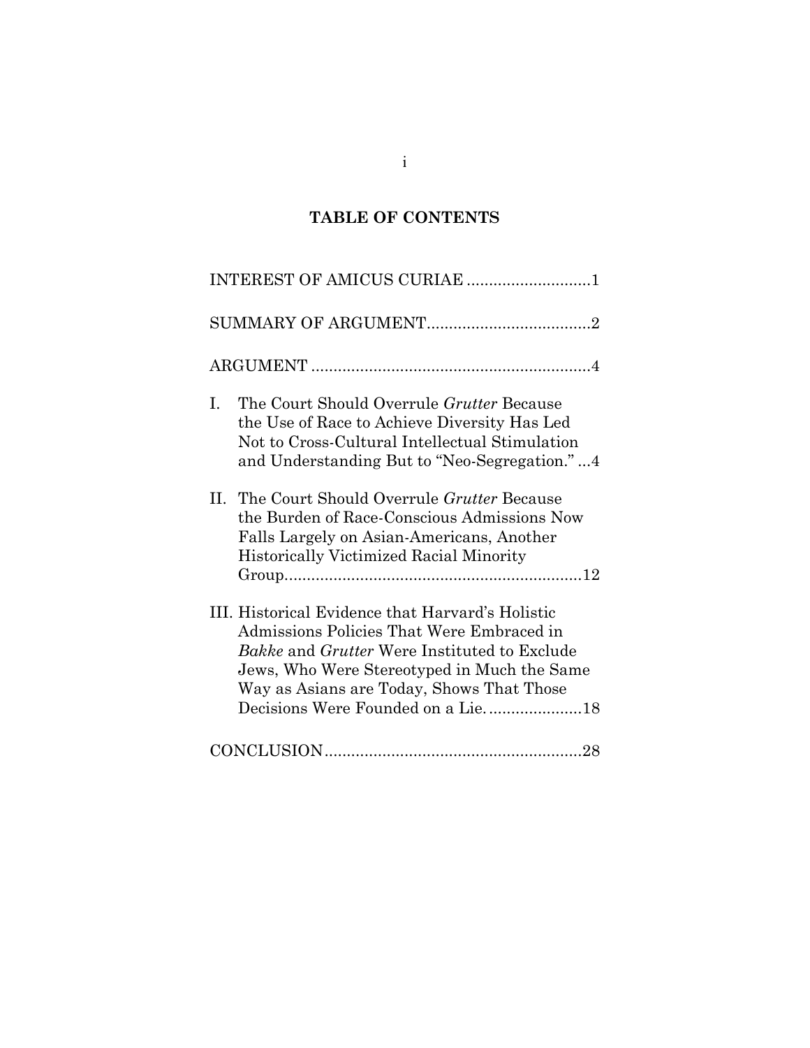# TABLE OF CONTENTS

INTEREST OF AMICUS CURIAE ............................1

SUMMARY OF ARGUMENT.....................................2

ARGUMENT ..............................................................4

I. The Court Should Overrule *Grutter* Because the Use of Race to Achieve Diversity Has Led Not to Cross-Cultural Intellectual Stimulation and Understanding But to "Neo-Segregation." ...4

II. The Court Should Overrule *Grutter* Because the Burden of Race-Conscious Admissions Now Falls Largely on Asian-Americans, Another Historically Victimized Racial Minority Group...................................................................12

III. Historical Evidence that Harvard's Holistic Admissions Policies That Were Embraced in *Bakke* and *Grutter* Were Instituted to Exclude Jews, Who Were Stereotyped in Much the Same Way as Asians are Today, Shows That Those Decisions Were Founded on a Lie......................18

CONCLUSION..........................................................28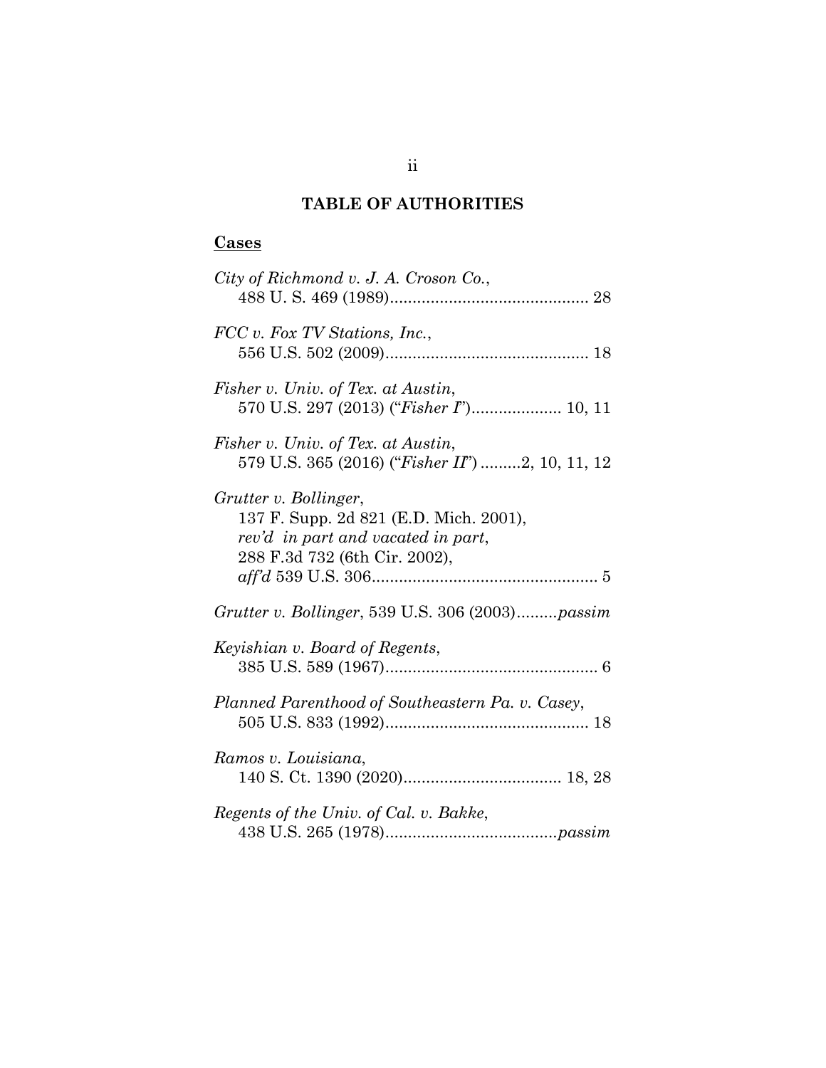## TABLE OF AUTHORITIES

**Cases**

*City of Richmond v. J. A. Croson Co.*,
488 U. S. 469 (1989)............................................ 28

*FCC v. Fox TV Stations, Inc.*,
556 U.S. 502 (2009)............................................. 18

*Fisher v. Univ. of Tex. at Austin*,
570 U.S. 297 (2013) ("*Fisher I*").................... 10, 11

*Fisher v. Univ. of Tex. at Austin*,
579 U.S. 365 (2016) ("*Fisher II*") .........2, 10, 11, 12

*Grutter v. Bollinger*,
137 F. Supp. 2d 821 (E.D. Mich. 2001),
*rev'd in part and vacated in part*,
288 F.3d 732 (6th Cir. 2002),
*aff'd* 539 U.S. 306.................................................. 5

*Grutter v. Bollinger*, 539 U.S. 306 (2003).........*passim*

*Keyishian v. Board of Regents*,
385 U.S. 589 (1967)............................................... 6

*Planned Parenthood of Southeastern Pa. v. Casey*,
505 U.S. 833 (1992)............................................. 18

*Ramos v. Louisiana*,
140 S. Ct. 1390 (2020)................................... 18, 28

*Regents of the Univ. of Cal. v. Bakke*,
438 U.S. 265 (1978)......................................*passim*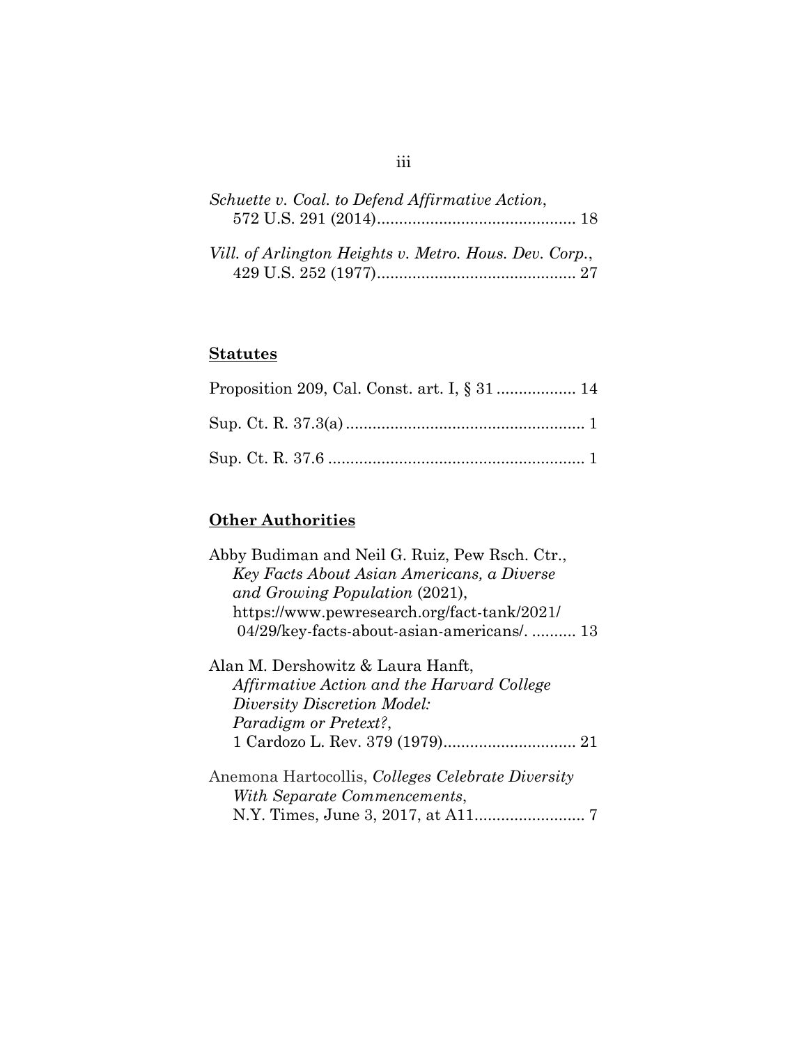*Schuette v. Coal. to Defend Affirmative Action*, 572 U.S. 291 (2014)............................................ 18

*Vill. of Arlington Heights v. Metro. Hous. Dev. Corp.*, 429 U.S. 252 (1977)............................................ 27

## **Statutes**

Proposition 209, Cal. Const. art. I, § 31 .................. 14

Sup. Ct. R. 37.3(a) ...................................................... 1

Sup. Ct. R. 37.6 .......................................................... 1

## **Other Authorities**

Abby Budiman and Neil G. Ruiz, Pew Rsch. Ctr., *Key Facts About Asian Americans, a Diverse and Growing Population* (2021), https://www.pewresearch.org/fact-tank/2021/04/29/key-facts-about-asian-americans/. .......... 13

Alan M. Dershowitz & Laura Hanft, *Affirmative Action and the Harvard College Diversity Discretion Model: Paradigm or Pretext?*, 1 Cardozo L. Rev. 379 (1979).............................. 21

Anemona Hartocollis, *Colleges Celebrate Diversity With Separate Commencements*, N.Y. Times, June 3, 2017, at A11......................... 7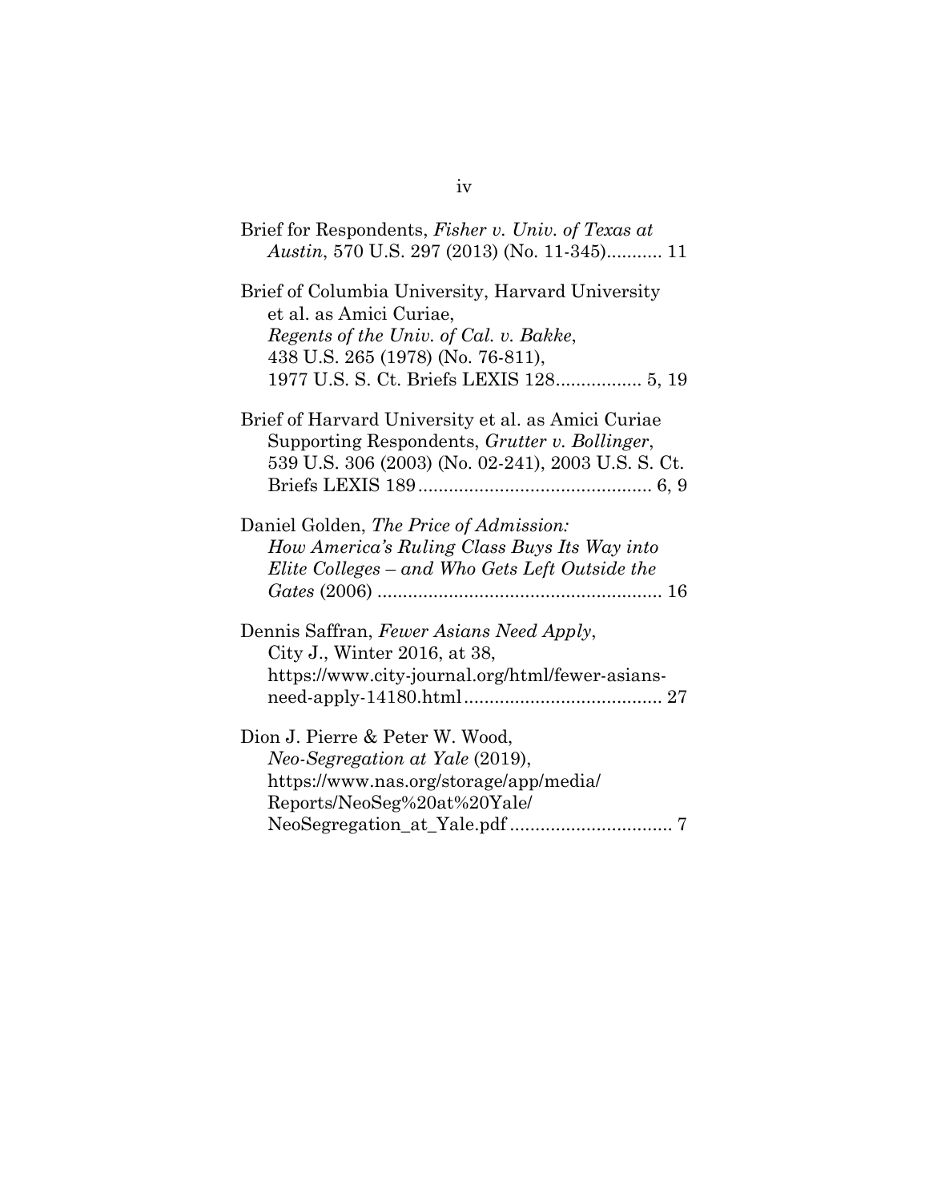Brief for Respondents, *Fisher v. Univ. of Texas at Austin*, 570 U.S. 297 (2013) (No. 11-345)........... 11

Brief of Columbia University, Harvard University et al. as Amici Curiae, *Regents of the Univ. of Cal. v. Bakke*, 438 U.S. 265 (1978) (No. 76-811), 1977 U.S. S. Ct. Briefs LEXIS 128................. 5, 19

Brief of Harvard University et al. as Amici Curiae Supporting Respondents, *Grutter v. Bollinger*, 539 U.S. 306 (2003) (No. 02-241), 2003 U.S. S. Ct. Briefs LEXIS 189............................................. 6, 9

Daniel Golden, *The Price of Admission: How America's Ruling Class Buys Its Way into Elite Colleges – and Who Gets Left Outside the Gates* (2006) ....................................................... 16

Dennis Saffran, *Fewer Asians Need Apply*, City J., Winter 2016, at 38, https://www.city-journal.org/html/fewer-asians-need-apply-14180.html....................................... 27

Dion J. Pierre & Peter W. Wood, *Neo-Segregation at Yale* (2019), https://www.nas.org/storage/app/media/Reports/NeoSeg%20at%20Yale/NeoSegregation_at_Yale.pdf ................................ 7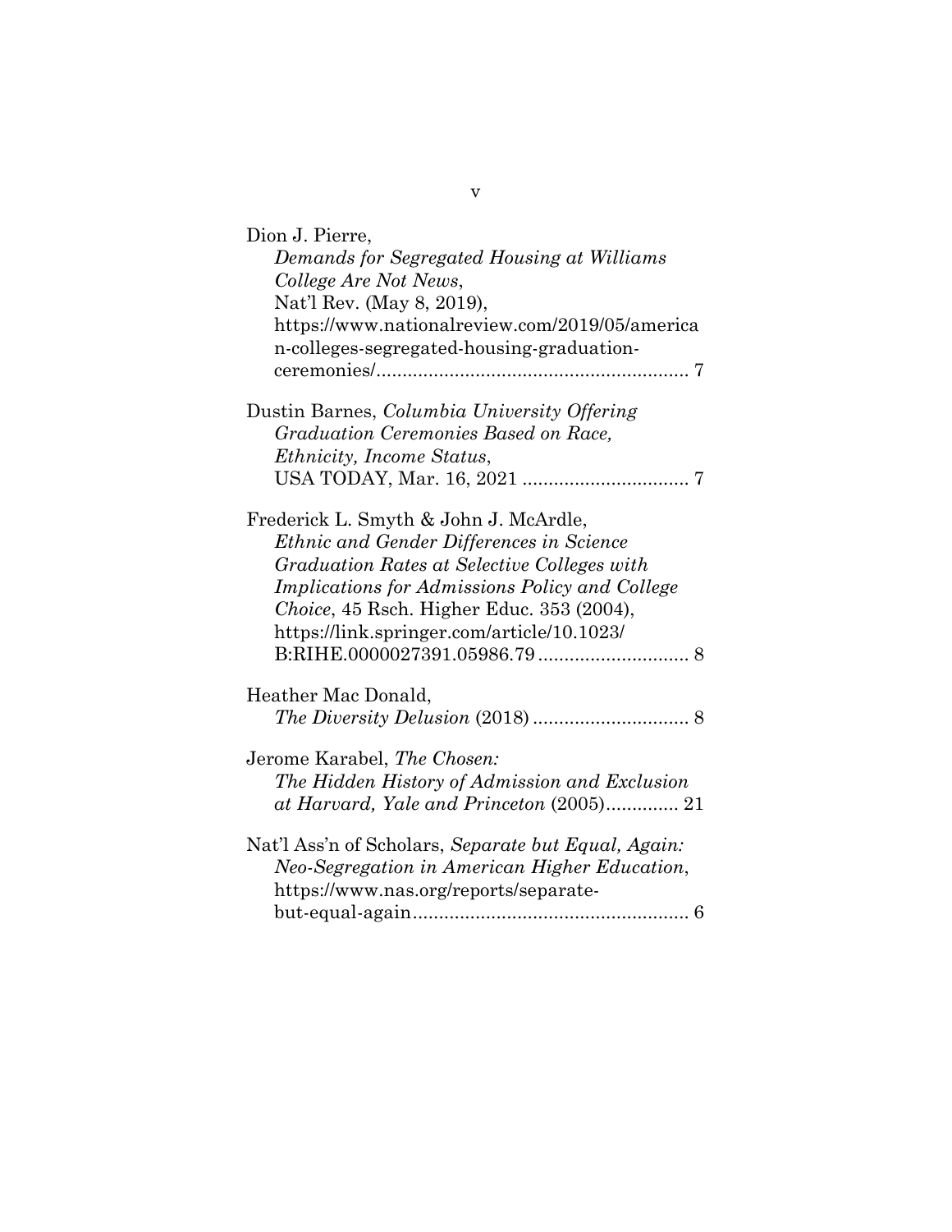Dion J. Pierre,
*Demands for Segregated Housing at Williams College Are Not News*,
Nat'l Rev. (May 8, 2019),
https://www.nationalreview.com/2019/05/american-colleges-segregated-housing-graduation-ceremonies/ ........................................................... 7

Dustin Barnes, *Columbia University Offering Graduation Ceremonies Based on Race, Ethnicity, Income Status*,
USA TODAY, Mar. 16, 2021 ................................ 7

Frederick L. Smyth & John J. McArdle,
*Ethnic and Gender Differences in Science Graduation Rates at Selective Colleges with Implications for Admissions Policy and College Choice*, 45 Rsch. Higher Educ. 353 (2004),
https://link.springer.com/article/10.1023/B:RIHE.0000027391.05986.79 ............................ 8

Heather Mac Donald,
*The Diversity Delusion* (2018) ............................. 8

Jerome Karabel, *The Chosen: The Hidden History of Admission and Exclusion at Harvard, Yale and Princeton* (2005).............. 21

Nat'l Ass'n of Scholars, *Separate but Equal, Again: Neo-Segregation in American Higher Education*,
https://www.nas.org/reports/separate-but-equal-again..................................................... 6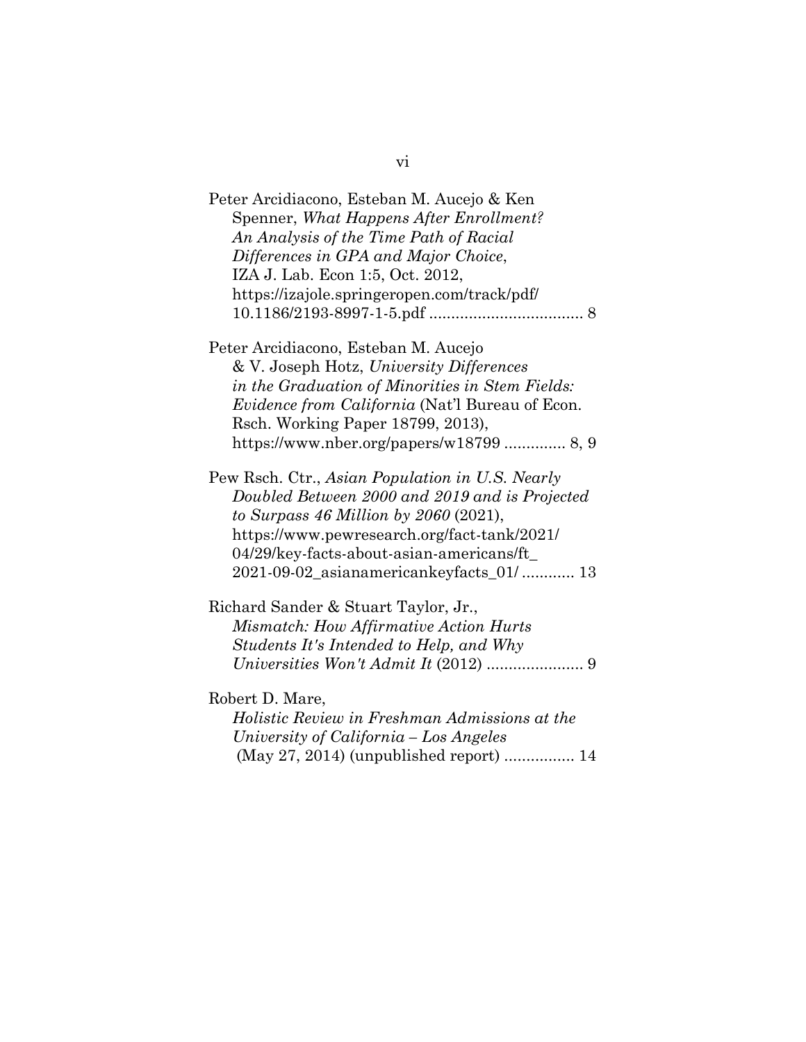Peter Arcidiacono, Esteban M. Aucejo & Ken Spenner, *What Happens After Enrollment? An Analysis of the Time Path of Racial Differences in GPA and Major Choice*, IZA J. Lab. Econ 1:5, Oct. 2012, https://izajole.springeropen.com/track/pdf/10.1186/2193-8997-1-5.pdf .................................. 8

Peter Arcidiacono, Esteban M. Aucejo & V. Joseph Hotz, *University Differences in the Graduation of Minorities in Stem Fields: Evidence from California* (Nat'l Bureau of Econ. Rsch. Working Paper 18799, 2013), https://www.nber.org/papers/w18799 .............. 8, 9

Pew Rsch. Ctr., *Asian Population in U.S. Nearly Doubled Between 2000 and 2019 and is Projected to Surpass 46 Million by 2060* (2021), https://www.pewresearch.org/fact-tank/2021/04/29/key-facts-about-asian-americans/ft_2021-09-02_asianamericankeyfacts_01/ ............ 13

Richard Sander & Stuart Taylor, Jr., *Mismatch: How Affirmative Action Hurts Students It's Intended to Help, and Why Universities Won't Admit It* (2012) ...................... 9

Robert D. Mare, *Holistic Review in Freshman Admissions at the University of California – Los Angeles* (May 27, 2014) (unpublished report) ................ 14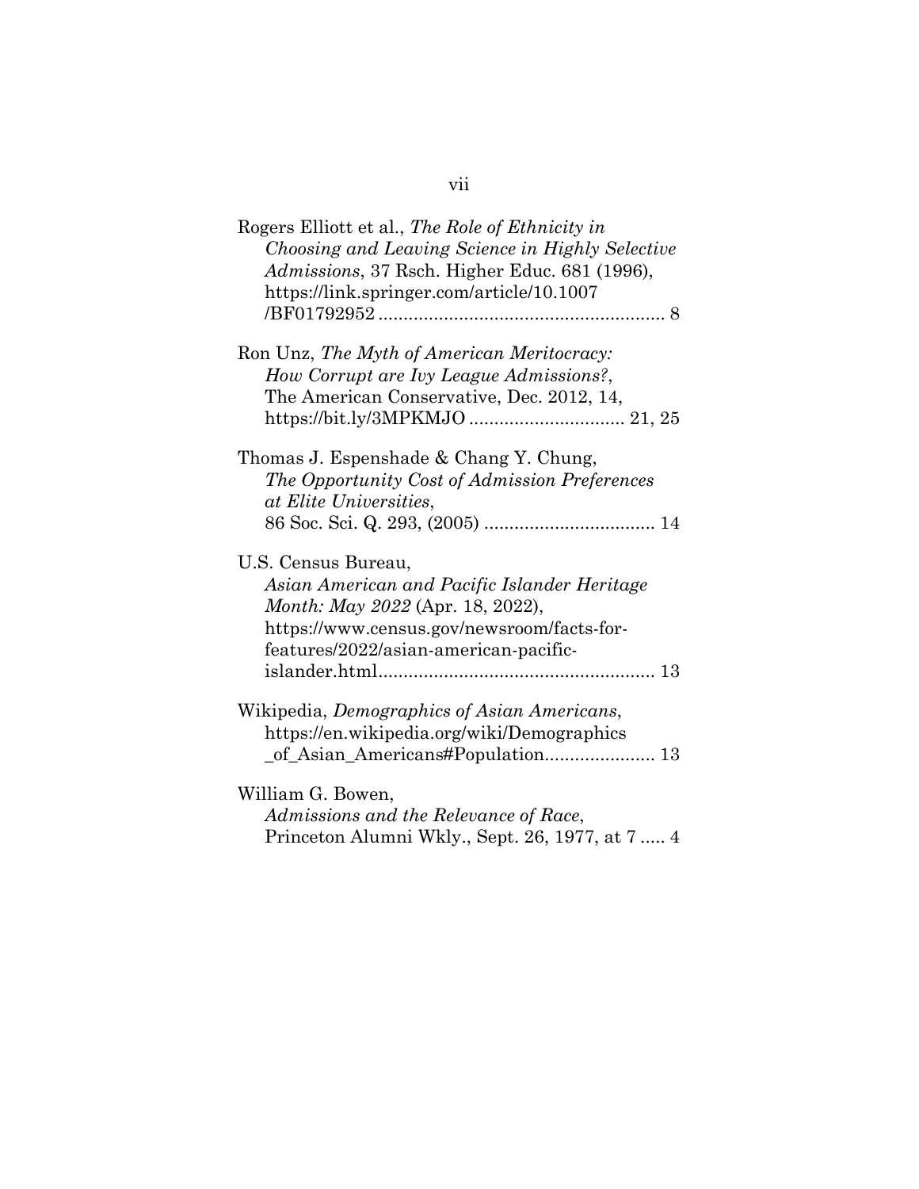Rogers Elliott et al., *The Role of Ethnicity in Choosing and Leaving Science in Highly Selective Admissions*, 37 Rsch. Higher Educ. 681 (1996), https://link.springer.com/article/10.1007/BF01792952 ........................................................ 8

Ron Unz, *The Myth of American Meritocracy: How Corrupt are Ivy League Admissions?*, The American Conservative, Dec. 2012, 14, https://bit.ly/3MPKMJO ............................... 21, 25

Thomas J. Espenshade & Chang Y. Chung, *The Opportunity Cost of Admission Preferences at Elite Universities*, 86 Soc. Sci. Q. 293, (2005) .................................. 14

U.S. Census Bureau, *Asian American and Pacific Islander Heritage Month: May 2022* (Apr. 18, 2022), https://www.census.gov/newsroom/facts-for-features/2022/asian-american-pacific-islander.html...................................................... 13

Wikipedia, *Demographics of Asian Americans*, https://en.wikipedia.org/wiki/Demographics_of_Asian_Americans#Population...................... 13

William G. Bowen, *Admissions and the Relevance of Race*, Princeton Alumni Wkly., Sept. 26, 1977, at 7 ..... 4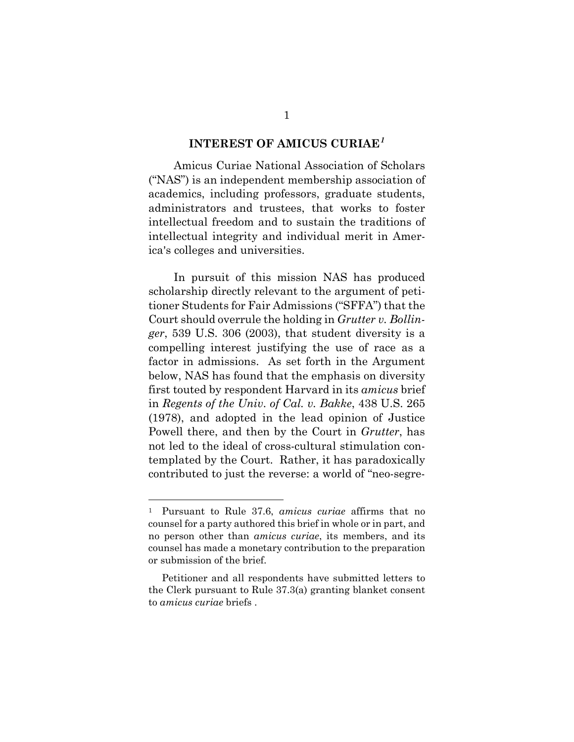## INTEREST OF AMICUS CURIAE[1]

Amicus Curiae National Association of Scholars ("NAS") is an independent membership association of academics, including professors, graduate students, administrators and trustees, that works to foster intellectual freedom and to sustain the traditions of intellectual integrity and individual merit in America's colleges and universities.

In pursuit of this mission NAS has produced scholarship directly relevant to the argument of petitioner Students for Fair Admissions ("SFFA") that the Court should overrule the holding in *Grutter v. Bollinger*, 539 U.S. 306 (2003), that student diversity is a compelling interest justifying the use of race as a factor in admissions. As set forth in the Argument below, NAS has found that the emphasis on diversity first touted by respondent Harvard in its *amicus* brief in *Regents of the Univ. of Cal. v. Bakke*, 438 U.S. 265 (1978), and adopted in the lead opinion of Justice Powell there, and then by the Court in *Grutter*, has not led to the ideal of cross-cultural stimulation contemplated by the Court. Rather, it has paradoxically contributed to just the reverse: a world of "neo-segre-

---

[1] Pursuant to Rule 37.6, *amicus curiae* affirms that no counsel for a party authored this brief in whole or in part, and no person other than *amicus curiae*, its members, and its counsel has made a monetary contribution to the preparation or submission of the brief.

Petitioner and all respondents have submitted letters to the Clerk pursuant to Rule 37.3(a) granting blanket consent to *amicus curiae* briefs .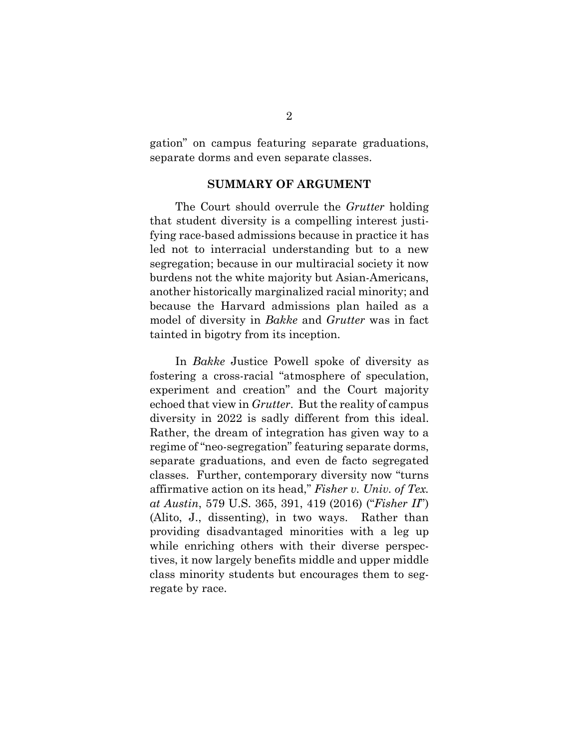gation" on campus featuring separate graduations, separate dorms and even separate classes.

## SUMMARY OF ARGUMENT

The Court should overrule the *Grutter* holding that student diversity is a compelling interest justifying race-based admissions because in practice it has led not to interracial understanding but to a new segregation; because in our multiracial society it now burdens not the white majority but Asian-Americans, another historically marginalized racial minority; and because the Harvard admissions plan hailed as a model of diversity in *Bakke* and *Grutter* was in fact tainted in bigotry from its inception.

In *Bakke* Justice Powell spoke of diversity as fostering a cross-racial "atmosphere of speculation, experiment and creation" and the Court majority echoed that view in *Grutter*. But the reality of campus diversity in 2022 is sadly different from this ideal. Rather, the dream of integration has given way to a regime of "neo-segregation" featuring separate dorms, separate graduations, and even de facto segregated classes. Further, contemporary diversity now "turns affirmative action on its head," *Fisher v. Univ. of Tex. at Austin*, 579 U.S. 365, 391, 419 (2016) ("*Fisher II*") (Alito, J., dissenting), in two ways. Rather than providing disadvantaged minorities with a leg up while enriching others with their diverse perspectives, it now largely benefits middle and upper middle class minority students but encourages them to segregate by race.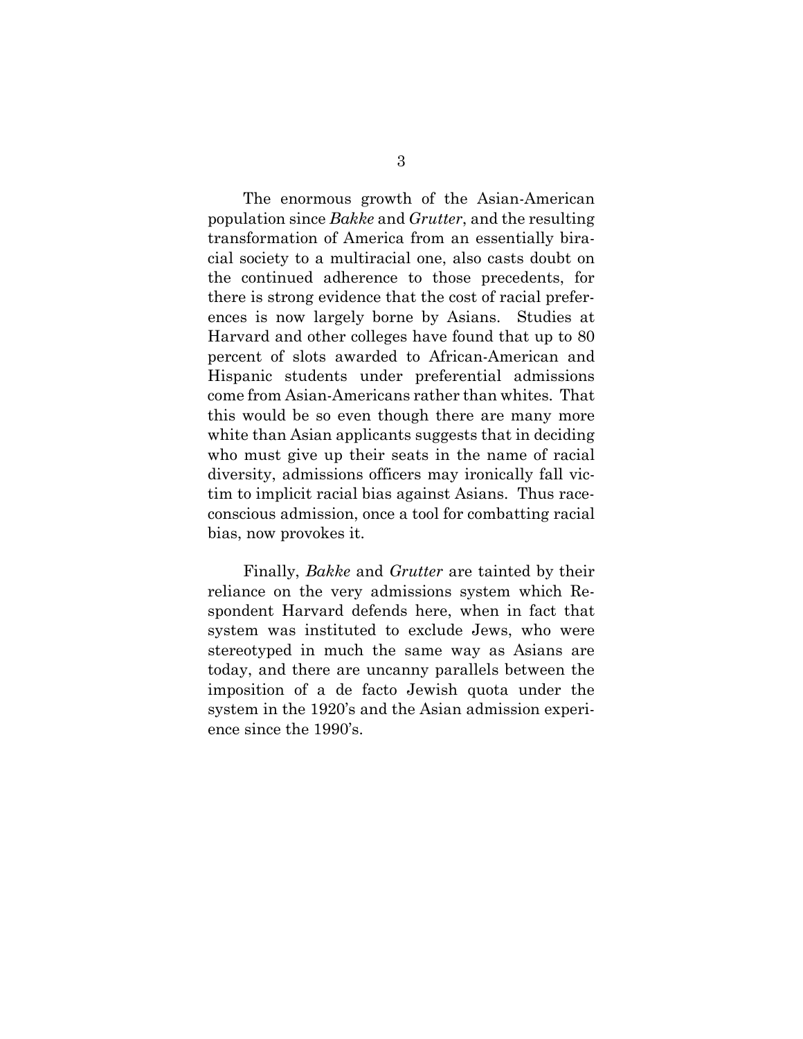The enormous growth of the Asian-American population since *Bakke* and *Grutter*, and the resulting transformation of America from an essentially biracial society to a multiracial one, also casts doubt on the continued adherence to those precedents, for there is strong evidence that the cost of racial preferences is now largely borne by Asians. Studies at Harvard and other colleges have found that up to 80 percent of slots awarded to African-American and Hispanic students under preferential admissions come from Asian-Americans rather than whites. That this would be so even though there are many more white than Asian applicants suggests that in deciding who must give up their seats in the name of racial diversity, admissions officers may ironically fall victim to implicit racial bias against Asians. Thus race-conscious admission, once a tool for combatting racial bias, now provokes it.

Finally, *Bakke* and *Grutter* are tainted by their reliance on the very admissions system which Respondent Harvard defends here, when in fact that system was instituted to exclude Jews, who were stereotyped in much the same way as Asians are today, and there are uncanny parallels between the imposition of a de facto Jewish quota under the system in the 1920's and the Asian admission experience since the 1990's.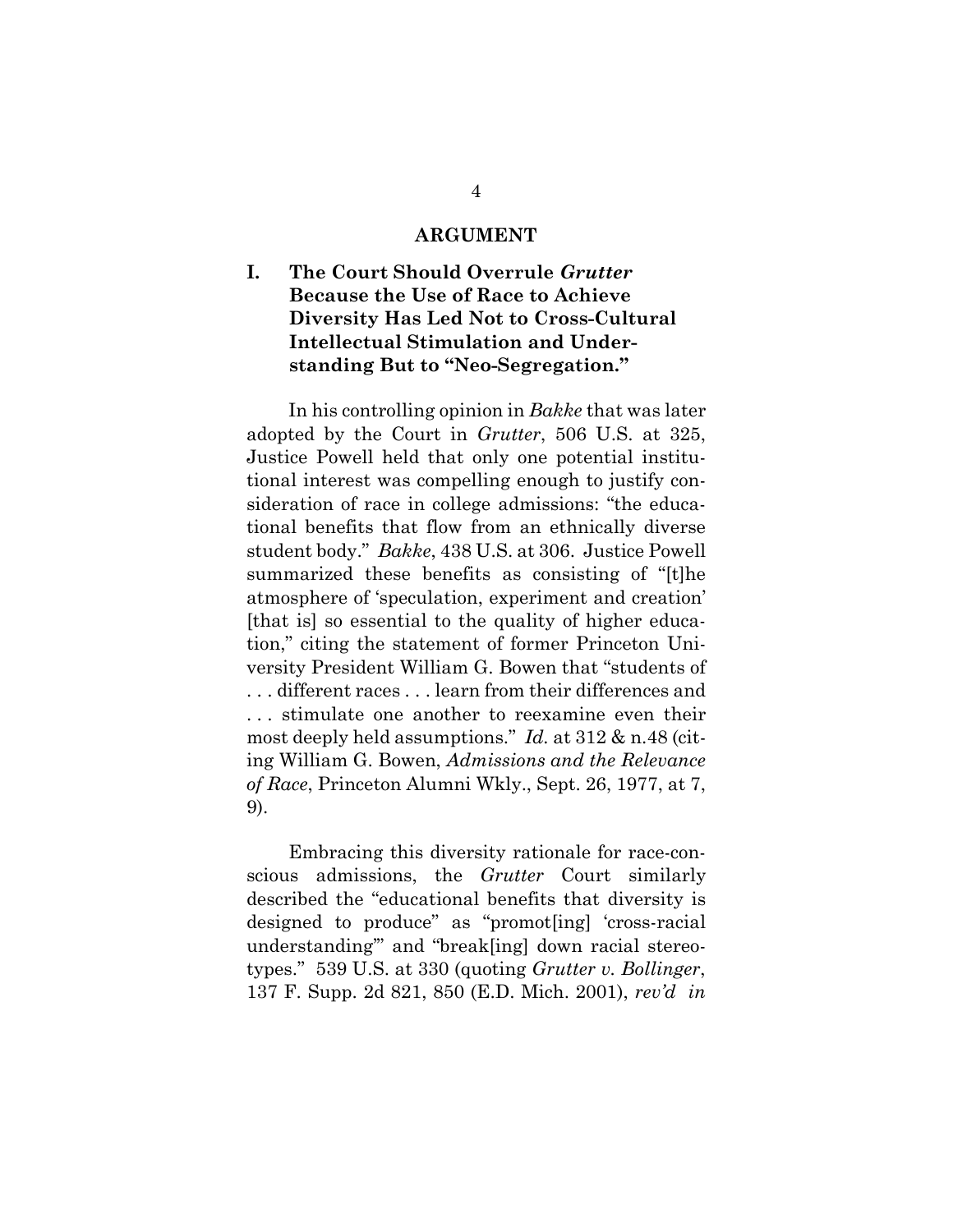# ARGUMENT

## I. The Court Should Overrule *Grutter* Because the Use of Race to Achieve Diversity Has Led Not to Cross-Cultural Intellectual Stimulation and Understanding But to "Neo-Segregation."

In his controlling opinion in *Bakke* that was later adopted by the Court in *Grutter*, 506 U.S. at 325, Justice Powell held that only one potential institutional interest was compelling enough to justify consideration of race in college admissions: "the educational benefits that flow from an ethnically diverse student body." *Bakke*, 438 U.S. at 306. Justice Powell summarized these benefits as consisting of "[t]he atmosphere of 'speculation, experiment and creation' [that is] so essential to the quality of higher education," citing the statement of former Princeton University President William G. Bowen that "students of . . . different races . . . learn from their differences and . . . stimulate one another to reexamine even their most deeply held assumptions." *Id.* at 312 & n.48 (citing William G. Bowen, *Admissions and the Relevance of Race*, Princeton Alumni Wkly., Sept. 26, 1977, at 7, 9).

Embracing this diversity rationale for race-conscious admissions, the *Grutter* Court similarly described the "educational benefits that diversity is designed to produce" as "promot[ing] 'cross-racial understanding'" and "break[ing] down racial stereotypes." 539 U.S. at 330 (quoting *Grutter v. Bollinger*, 137 F. Supp. 2d 821, 850 (E.D. Mich. 2001), *rev'd in*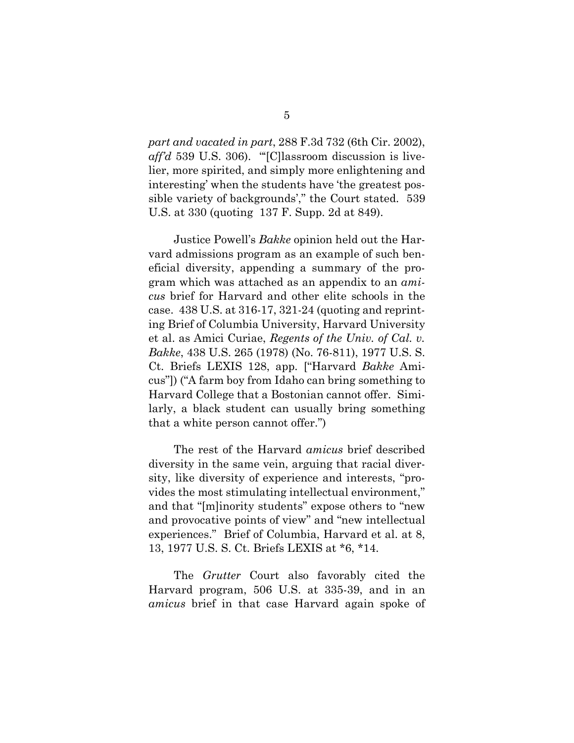*part and vacated in part*, 288 F.3d 732 (6th Cir. 2002), *aff'd* 539 U.S. 306). "'[C]lassroom discussion is livelier, more spirited, and simply more enlightening and interesting' when the students have 'the greatest possible variety of backgrounds'," the Court stated. 539 U.S. at 330 (quoting 137 F. Supp. 2d at 849).

Justice Powell's *Bakke* opinion held out the Harvard admissions program as an example of such beneficial diversity, appending a summary of the program which was attached as an appendix to an *amicus* brief for Harvard and other elite schools in the case. 438 U.S. at 316-17, 321-24 (quoting and reprinting Brief of Columbia University, Harvard University et al. as Amici Curiae, *Regents of the Univ. of Cal. v. Bakke*, 438 U.S. 265 (1978) (No. 76-811), 1977 U.S. S. Ct. Briefs LEXIS 128, app. ["Harvard *Bakke* Amicus"]) ("A farm boy from Idaho can bring something to Harvard College that a Bostonian cannot offer. Similarly, a black student can usually bring something that a white person cannot offer.")

The rest of the Harvard *amicus* brief described diversity in the same vein, arguing that racial diversity, like diversity of experience and interests, "provides the most stimulating intellectual environment," and that "[m]inority students" expose others to "new and provocative points of view" and "new intellectual experiences." Brief of Columbia, Harvard et al. at 8, 13, 1977 U.S. S. Ct. Briefs LEXIS at *6, *14.

The *Grutter* Court also favorably cited the Harvard program, 506 U.S. at 335-39, and in an *amicus* brief in that case Harvard again spoke of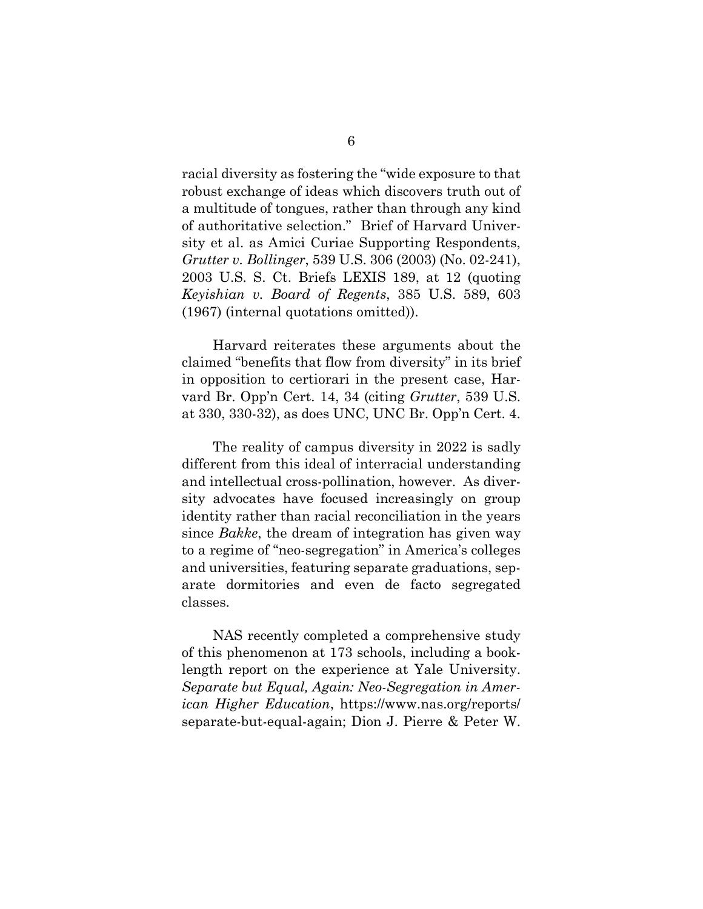racial diversity as fostering the "wide exposure to that robust exchange of ideas which discovers truth out of a multitude of tongues, rather than through any kind of authoritative selection." Brief of Harvard University et al. as Amici Curiae Supporting Respondents, *Grutter v. Bollinger*, 539 U.S. 306 (2003) (No. 02-241), 2003 U.S. S. Ct. Briefs LEXIS 189, at 12 (quoting *Keyishian v. Board of Regents*, 385 U.S. 589, 603 (1967) (internal quotations omitted)).

Harvard reiterates these arguments about the claimed "benefits that flow from diversity" in its brief in opposition to certiorari in the present case, Harvard Br. Opp'n Cert. 14, 34 (citing *Grutter*, 539 U.S. at 330, 330-32), as does UNC, UNC Br. Opp'n Cert. 4.

The reality of campus diversity in 2022 is sadly different from this ideal of interracial understanding and intellectual cross-pollination, however. As diversity advocates have focused increasingly on group identity rather than racial reconciliation in the years since *Bakke*, the dream of integration has given way to a regime of "neo-segregation" in America's colleges and universities, featuring separate graduations, separate dormitories and even de facto segregated classes.

NAS recently completed a comprehensive study of this phenomenon at 173 schools, including a book-length report on the experience at Yale University. *Separate but Equal, Again: Neo-Segregation in American Higher Education*, https://www.nas.org/reports/separate-but-equal-again; Dion J. Pierre & Peter W.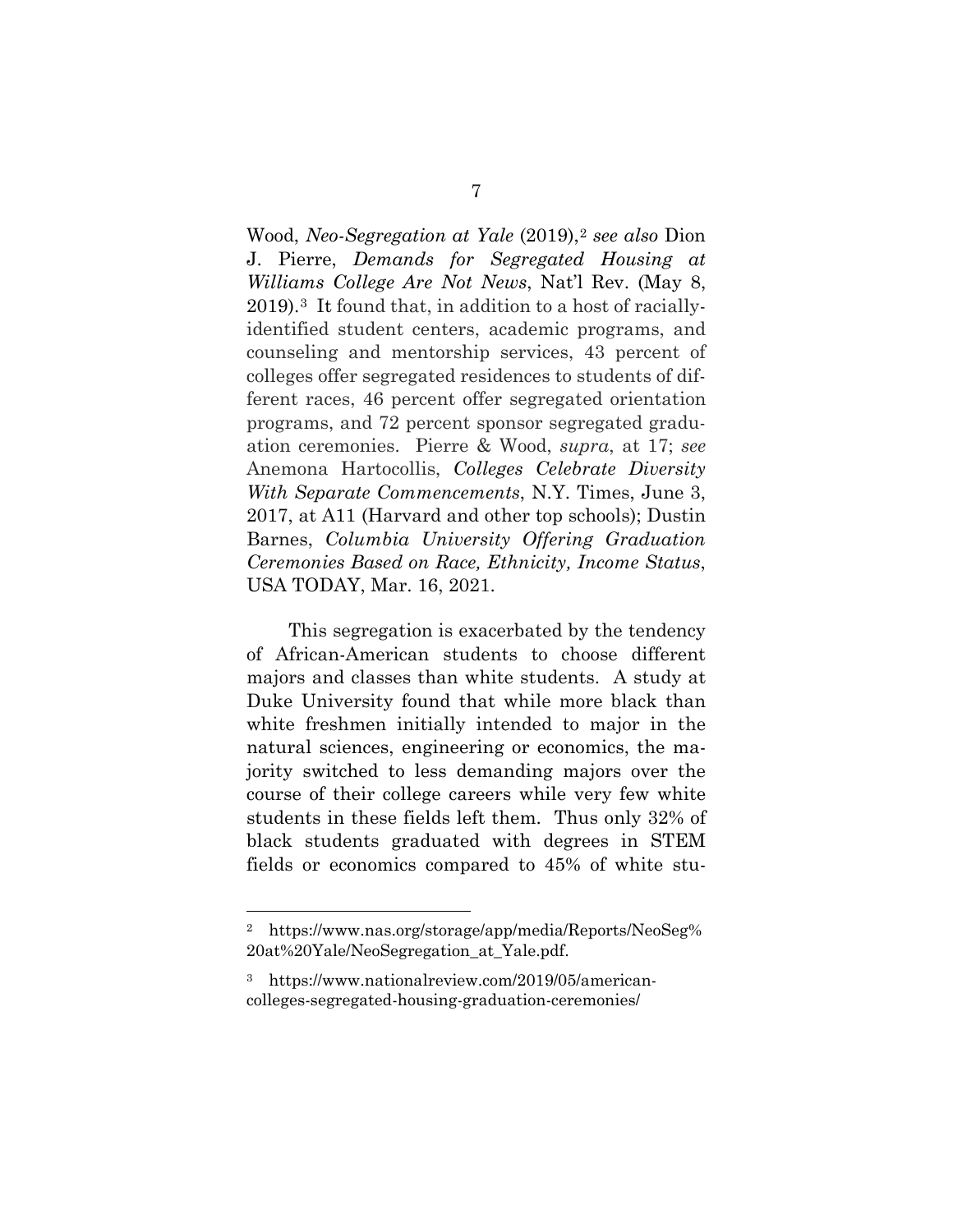Wood, *Neo-Segregation at Yale* (2019),[2] *see also* Dion J. Pierre, *Demands for Segregated Housing at Williams College Are Not News*, Nat'l Rev. (May 8, 2019).[3] It found that, in addition to a host of racially-identified student centers, academic programs, and counseling and mentorship services, 43 percent of colleges offer segregated residences to students of different races, 46 percent offer segregated orientation programs, and 72 percent sponsor segregated graduation ceremonies. Pierre & Wood, *supra*, at 17; *see* Anemona Hartocollis, *Colleges Celebrate Diversity With Separate Commencements*, N.Y. Times, June 3, 2017, at A11 (Harvard and other top schools); Dustin Barnes, *Columbia University Offering Graduation Ceremonies Based on Race, Ethnicity, Income Status*, USA TODAY, Mar. 16, 2021.

This segregation is exacerbated by the tendency of African-American students to choose different majors and classes than white students. A study at Duke University found that while more black than white freshmen initially intended to major in the natural sciences, engineering or economics, the majority switched to less demanding majors over the course of their college careers while very few white students in these fields left them. Thus only 32% of black students graduated with degrees in STEM fields or economics compared to 45% of white stu-

---

[2] https://www.nas.org/storage/app/media/Reports/NeoSeg%20at%20Yale/NeoSegregation_at_Yale.pdf.

[3] https://www.nationalreview.com/2019/05/american-colleges-segregated-housing-graduation-ceremonies/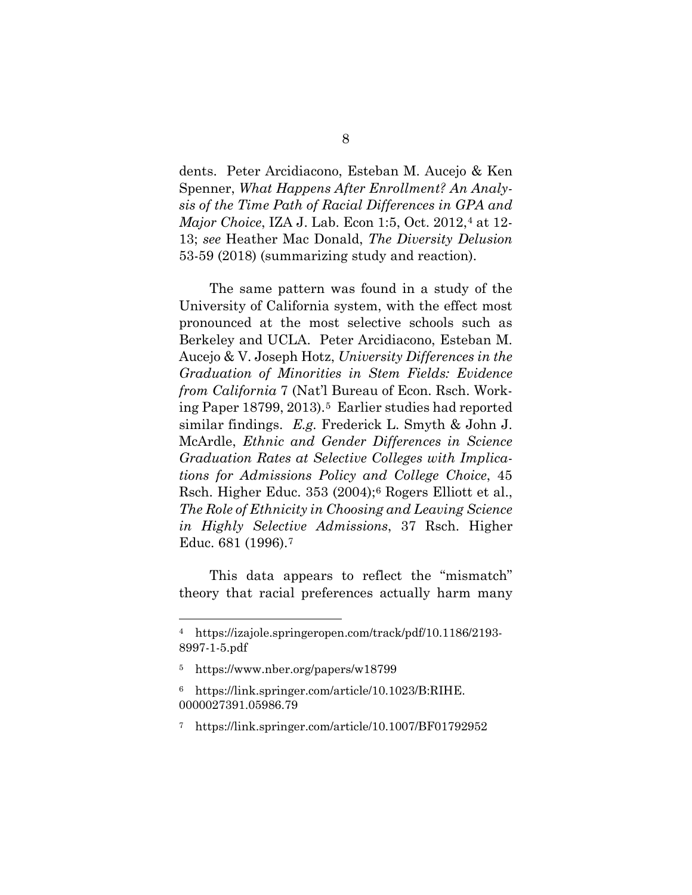dents. Peter Arcidiacono, Esteban M. Aucejo & Ken Spenner, *What Happens After Enrollment? An Analysis of the Time Path of Racial Differences in GPA and Major Choice*, IZA J. Lab. Econ 1:5, Oct. 2012,[4] at 12-13; *see* Heather Mac Donald, *The Diversity Delusion* 53-59 (2018) (summarizing study and reaction).

The same pattern was found in a study of the University of California system, with the effect most pronounced at the most selective schools such as Berkeley and UCLA. Peter Arcidiacono, Esteban M. Aucejo & V. Joseph Hotz, *University Differences in the Graduation of Minorities in Stem Fields: Evidence from California* 7 (Nat'l Bureau of Econ. Rsch. Working Paper 18799, 2013).[5] Earlier studies had reported similar findings. *E.g.* Frederick L. Smyth & John J. McArdle, *Ethnic and Gender Differences in Science Graduation Rates at Selective Colleges with Implications for Admissions Policy and College Choice*, 45 Rsch. Higher Educ. 353 (2004);[6] Rogers Elliott et al., *The Role of Ethnicity in Choosing and Leaving Science in Highly Selective Admissions*, 37 Rsch. Higher Educ. 681 (1996).[7]

This data appears to reflect the "mismatch" theory that racial preferences actually harm many

---

[4] https://izajole.springeropen.com/track/pdf/10.1186/2193-8997-1-5.pdf

[5] https://www.nber.org/papers/w18799

[6] https://link.springer.com/article/10.1023/B:RIHE.0000027391.05986.79

[7] https://link.springer.com/article/10.1007/BF01792952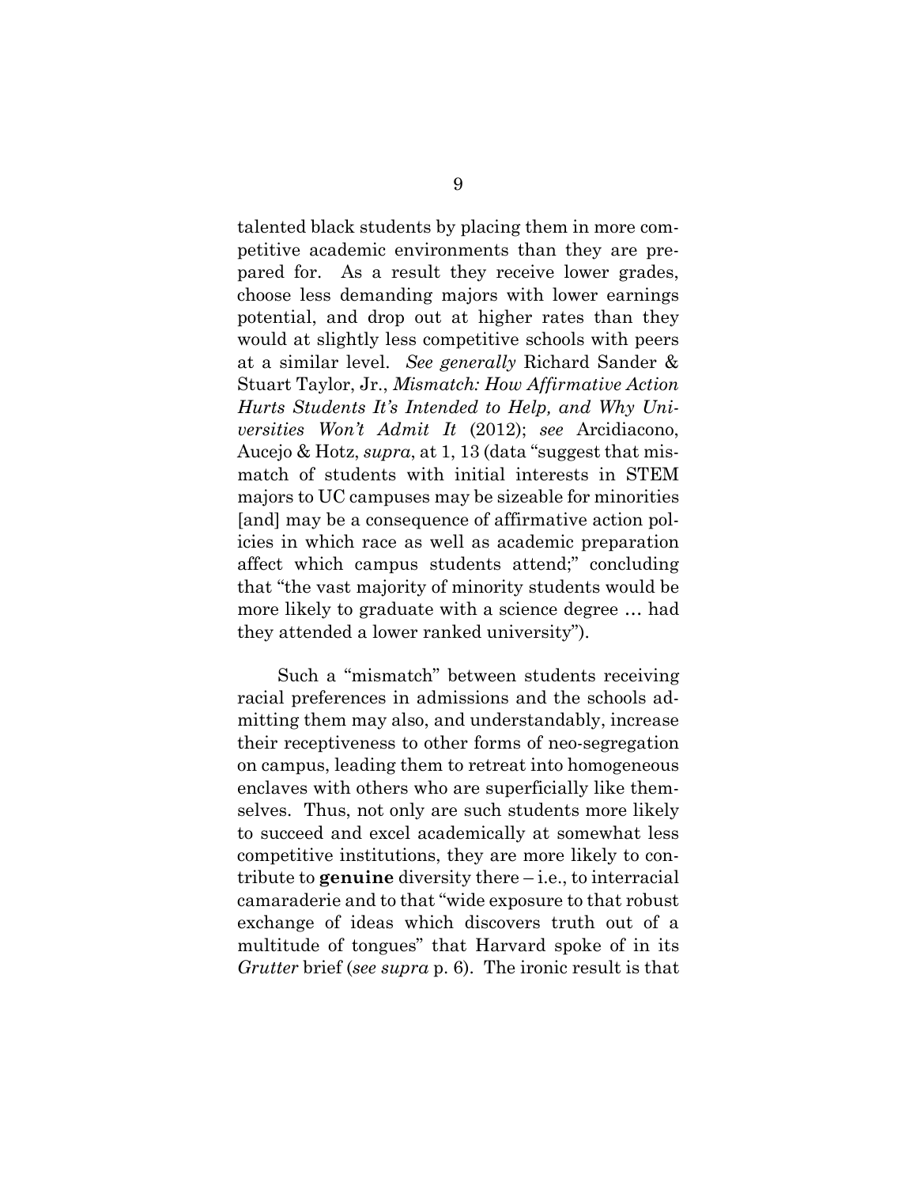talented black students by placing them in more competitive academic environments than they are prepared for. As a result they receive lower grades, choose less demanding majors with lower earnings potential, and drop out at higher rates than they would at slightly less competitive schools with peers at a similar level. *See generally* Richard Sander & Stuart Taylor, Jr., *Mismatch: How Affirmative Action Hurts Students It's Intended to Help, and Why Universities Won't Admit It* (2012); *see* Arcidiacono, Aucejo & Hotz, *supra*, at 1, 13 (data "suggest that mismatch of students with initial interests in STEM majors to UC campuses may be sizeable for minorities [and] may be a consequence of affirmative action policies in which race as well as academic preparation affect which campus students attend;" concluding that "the vast majority of minority students would be more likely to graduate with a science degree … had they attended a lower ranked university").

Such a "mismatch" between students receiving racial preferences in admissions and the schools admitting them may also, and understandably, increase their receptiveness to other forms of neo-segregation on campus, leading them to retreat into homogeneous enclaves with others who are superficially like themselves. Thus, not only are such students more likely to succeed and excel academically at somewhat less competitive institutions, they are more likely to contribute to **genuine** diversity there – i.e., to interracial camaraderie and to that "wide exposure to that robust exchange of ideas which discovers truth out of a multitude of tongues" that Harvard spoke of in its *Grutter* brief (*see supra* p. 6). The ironic result is that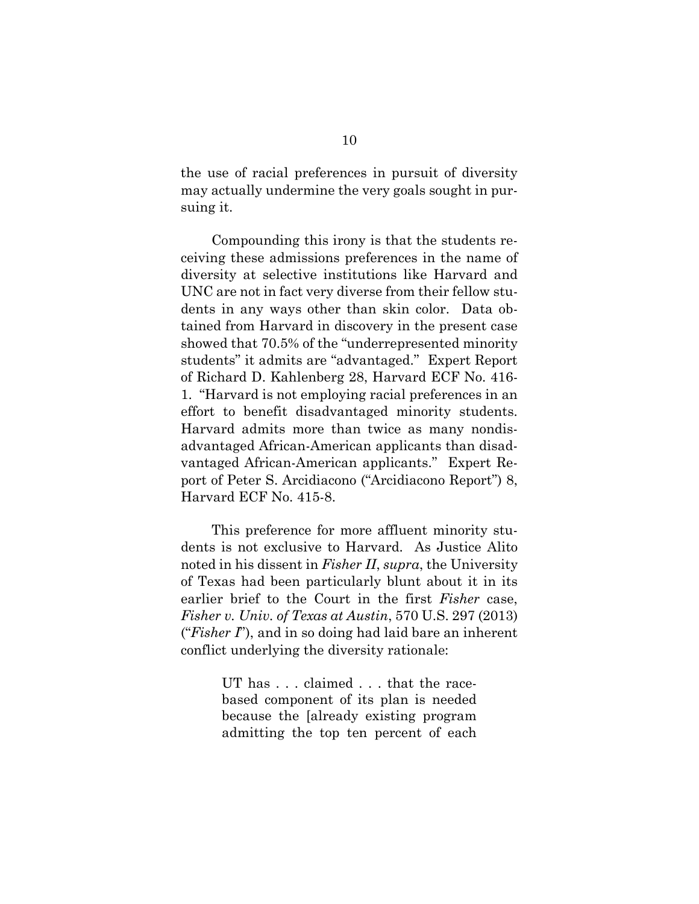the use of racial preferences in pursuit of diversity may actually undermine the very goals sought in pursuing it.

Compounding this irony is that the students receiving these admissions preferences in the name of diversity at selective institutions like Harvard and UNC are not in fact very diverse from their fellow students in any ways other than skin color. Data obtained from Harvard in discovery in the present case showed that 70.5% of the "underrepresented minority students" it admits are "advantaged." Expert Report of Richard D. Kahlenberg 28, Harvard ECF No. 416-1. "Harvard is not employing racial preferences in an effort to benefit disadvantaged minority students. Harvard admits more than twice as many nondisadvantaged African-American applicants than disadvantaged African-American applicants." Expert Report of Peter S. Arcidiacono ("Arcidiacono Report") 8, Harvard ECF No. 415-8.

This preference for more affluent minority students is not exclusive to Harvard. As Justice Alito noted in his dissent in *Fisher II*, *supra*, the University of Texas had been particularly blunt about it in its earlier brief to the Court in the first *Fisher* case, *Fisher v. Univ. of Texas at Austin*, 570 U.S. 297 (2013) ("*Fisher I*"), and in so doing had laid bare an inherent conflict underlying the diversity rationale:

> UT has . . . claimed . . . that the race-based component of its plan is needed because the [already existing program admitting the top ten percent of each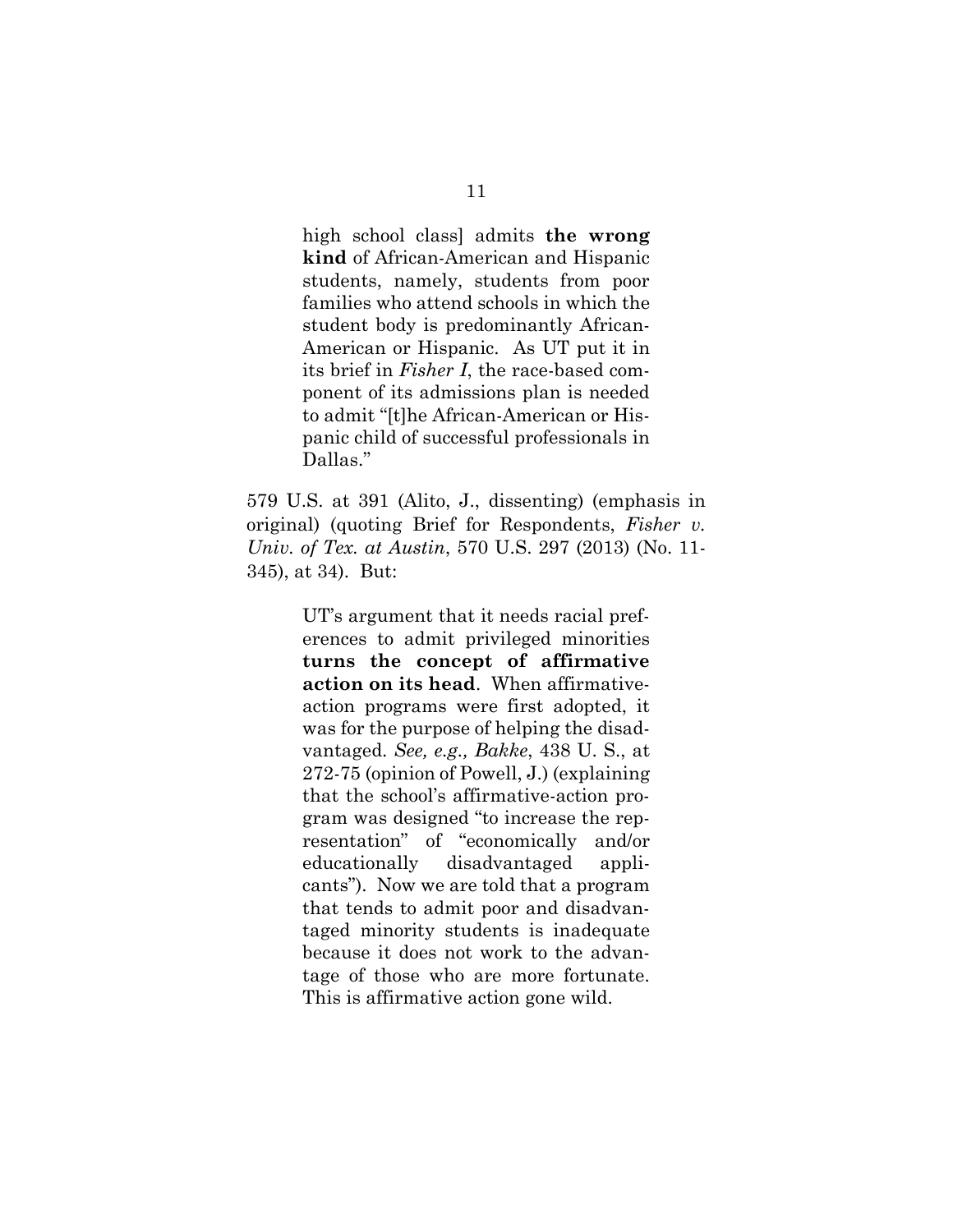> high school class] admits **the wrong kind** of African-American and Hispanic students, namely, students from poor families who attend schools in which the student body is predominantly African-American or Hispanic. As UT put it in its brief in *Fisher I*, the race-based component of its admissions plan is needed to admit "[t]he African-American or Hispanic child of successful professionals in Dallas."

579 U.S. at 391 (Alito, J., dissenting) (emphasis in original) (quoting Brief for Respondents, *Fisher v. Univ. of Tex. at Austin*, 570 U.S. 297 (2013) (No. 11-345), at 34). But:

> UT's argument that it needs racial preferences to admit privileged minorities **turns the concept of affirmative action on its head**. When affirmative-action programs were first adopted, it was for the purpose of helping the disadvantaged. *See, e.g., Bakke*, 438 U. S., at 272-75 (opinion of Powell, J.) (explaining that the school's affirmative-action program was designed "to increase the representation" of "economically and/or educationally disadvantaged applicants"). Now we are told that a program that tends to admit poor and disadvantaged minority students is inadequate because it does not work to the advantage of those who are more fortunate. This is affirmative action gone wild.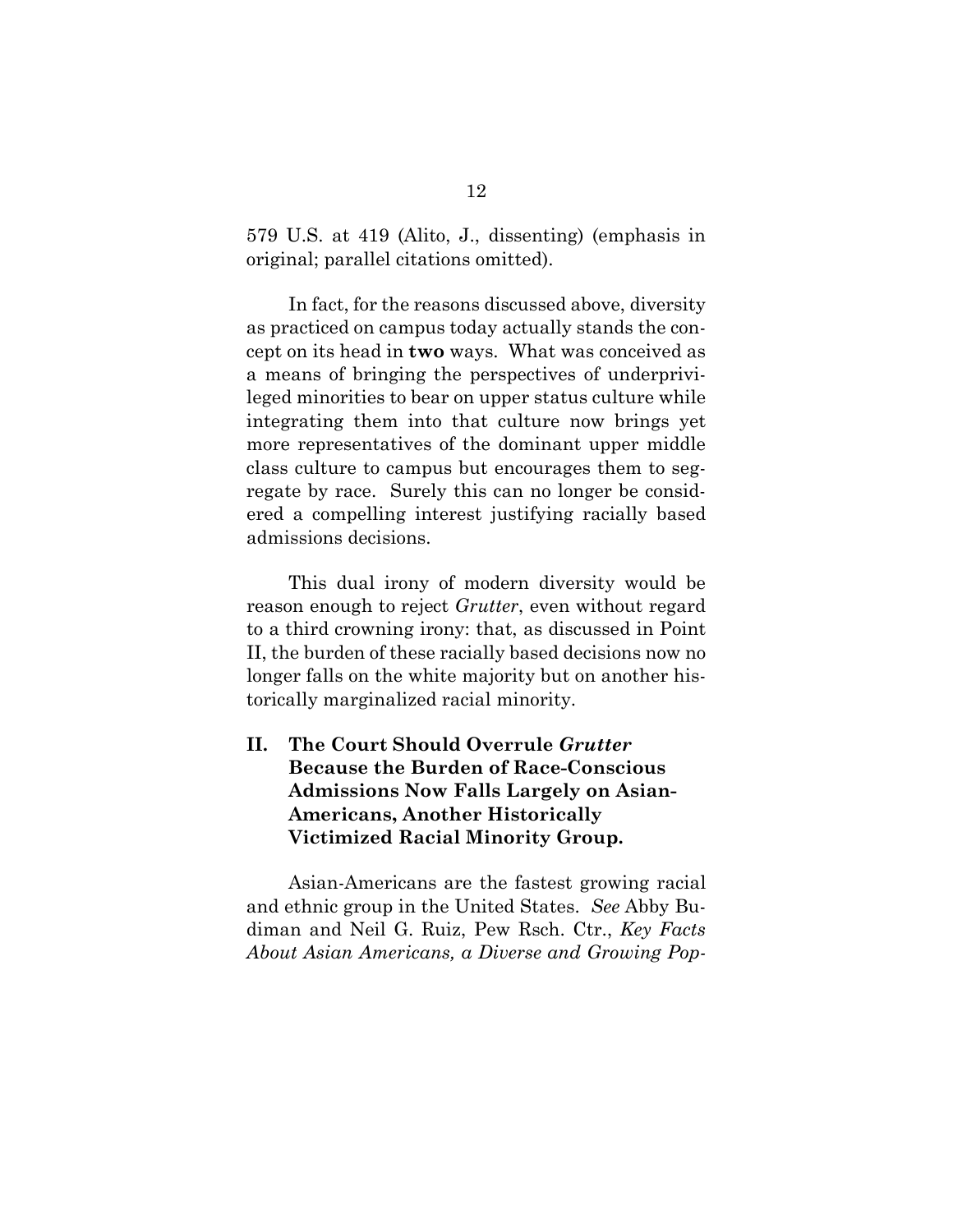579 U.S. at 419 (Alito, J., dissenting) (emphasis in original; parallel citations omitted).

In fact, for the reasons discussed above, diversity as practiced on campus today actually stands the concept on its head in **two** ways. What was conceived as a means of bringing the perspectives of underprivileged minorities to bear on upper status culture while integrating them into that culture now brings yet more representatives of the dominant upper middle class culture to campus but encourages them to segregate by race. Surely this can no longer be considered a compelling interest justifying racially based admissions decisions.

This dual irony of modern diversity would be reason enough to reject *Grutter*, even without regard to a third crowning irony: that, as discussed in Point II, the burden of these racially based decisions now no longer falls on the white majority but on another historically marginalized racial minority.

## II. The Court Should Overrule *Grutter* Because the Burden of Race-Conscious Admissions Now Falls Largely on Asian-Americans, Another Historically Victimized Racial Minority Group.

Asian-Americans are the fastest growing racial and ethnic group in the United States. *See* Abby Budiman and Neil G. Ruiz, Pew Rsch. Ctr., *Key Facts About Asian Americans, a Diverse and Growing Pop-*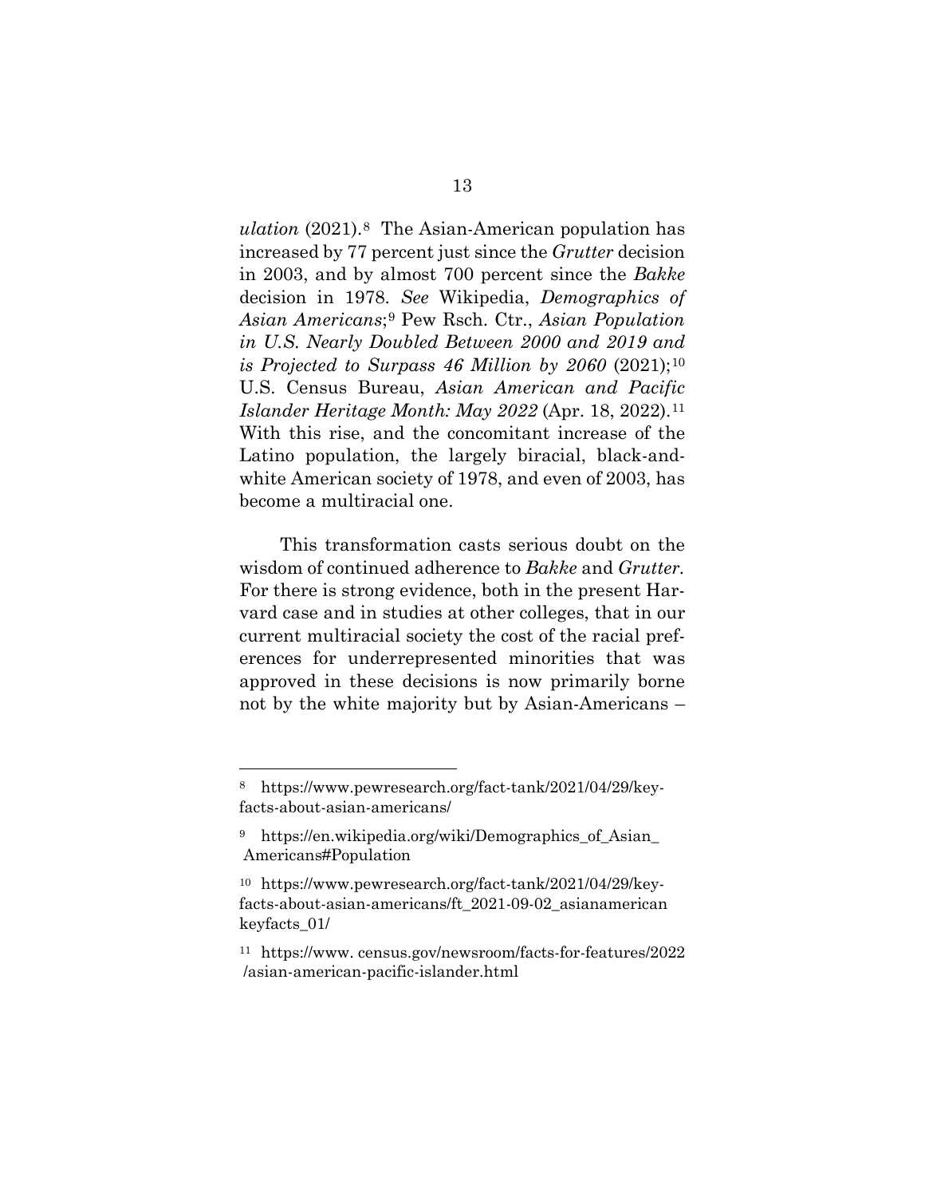*ulation* (2021).[8] The Asian-American population has increased by 77 percent just since the *Grutter* decision in 2003, and by almost 700 percent since the *Bakke* decision in 1978. *See* Wikipedia, *Demographics of Asian Americans*;[9] Pew Rsch. Ctr., *Asian Population in U.S. Nearly Doubled Between 2000 and 2019 and is Projected to Surpass 46 Million by 2060* (2021);[10] U.S. Census Bureau, *Asian American and Pacific Islander Heritage Month: May 2022* (Apr. 18, 2022).[11] With this rise, and the concomitant increase of the Latino population, the largely biracial, black-and-white American society of 1978, and even of 2003, has become a multiracial one.

This transformation casts serious doubt on the wisdom of continued adherence to *Bakke* and *Grutter*. For there is strong evidence, both in the present Harvard case and in studies at other colleges, that in our current multiracial society the cost of the racial preferences for underrepresented minorities that was approved in these decisions is now primarily borne not by the white majority but by Asian-Americans –

---

[8] https://www.pewresearch.org/fact-tank/2021/04/29/key-facts-about-asian-americans/

[9] https://en.wikipedia.org/wiki/Demographics_of_Asian_Americans#Population

[10] https://www.pewresearch.org/fact-tank/2021/04/29/key-facts-about-asian-americans/ft_2021-09-02_asianamerican keyfacts_01/

[11] https://www.census.gov/newsroom/facts-for-features/2022/asian-american-pacific-islander.html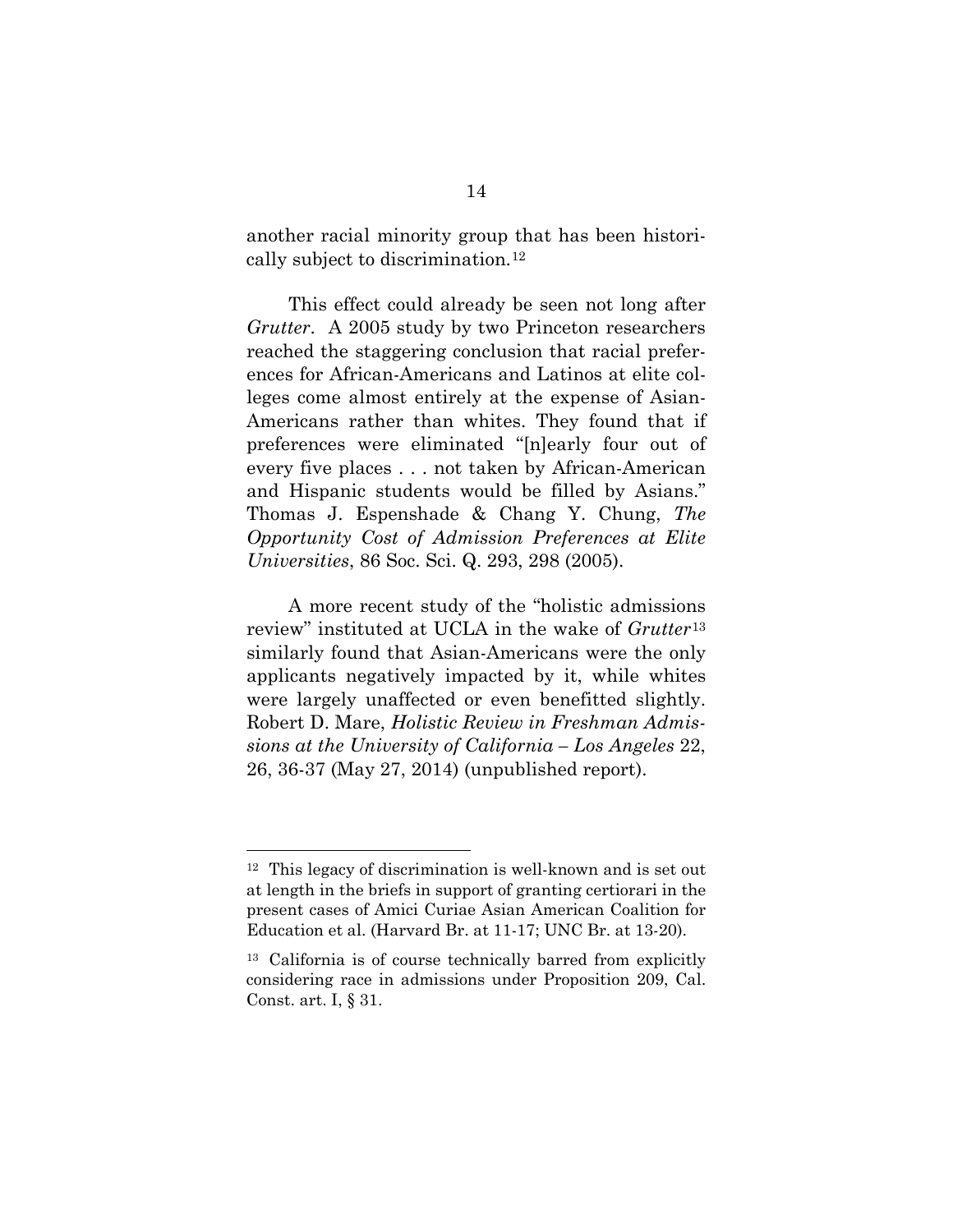another racial minority group that has been historically subject to discrimination.[12]

This effect could already be seen not long after *Grutter*. A 2005 study by two Princeton researchers reached the staggering conclusion that racial preferences for African-Americans and Latinos at elite colleges come almost entirely at the expense of Asian-Americans rather than whites. They found that if preferences were eliminated "[n]early four out of every five places . . . not taken by African-American and Hispanic students would be filled by Asians." Thomas J. Espenshade & Chang Y. Chung, *The Opportunity Cost of Admission Preferences at Elite Universities*, 86 Soc. Sci. Q. 293, 298 (2005).

A more recent study of the "holistic admissions review" instituted at UCLA in the wake of *Grutter*[13] similarly found that Asian-Americans were the only applicants negatively impacted by it, while whites were largely unaffected or even benefitted slightly. Robert D. Mare, *Holistic Review in Freshman Admissions at the University of California – Los Angeles* 22, 26, 36-37 (May 27, 2014) (unpublished report).

---

[12] This legacy of discrimination is well-known and is set out at length in the briefs in support of granting certiorari in the present cases of Amici Curiae Asian American Coalition for Education et al. (Harvard Br. at 11-17; UNC Br. at 13-20).

[13] California is of course technically barred from explicitly considering race in admissions under Proposition 209, Cal. Const. art. I, § 31.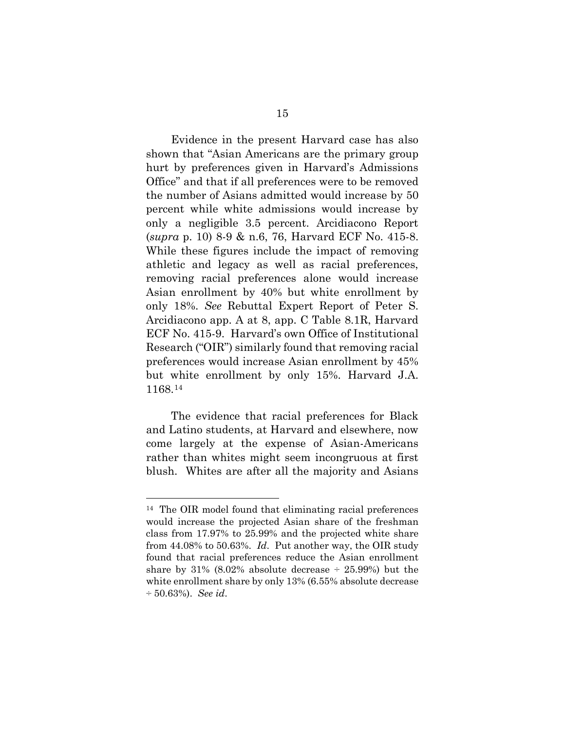Evidence in the present Harvard case has also shown that "Asian Americans are the primary group hurt by preferences given in Harvard's Admissions Office" and that if all preferences were to be removed the number of Asians admitted would increase by 50 percent while white admissions would increase by only a negligible 3.5 percent. Arcidiacono Report (*supra* p. 10) 8-9 & n.6, 76, Harvard ECF No. 415-8. While these figures include the impact of removing athletic and legacy as well as racial preferences, removing racial preferences alone would increase Asian enrollment by 40% but white enrollment by only 18%. *See* Rebuttal Expert Report of Peter S. Arcidiacono app. A at 8, app. C Table 8.1R, Harvard ECF No. 415-9. Harvard's own Office of Institutional Research ("OIR") similarly found that removing racial preferences would increase Asian enrollment by 45% but white enrollment by only 15%. Harvard J.A. 1168.[14]

The evidence that racial preferences for Black and Latino students, at Harvard and elsewhere, now come largely at the expense of Asian-Americans rather than whites might seem incongruous at first blush. Whites are after all the majority and Asians

---

[14] The OIR model found that eliminating racial preferences would increase the projected Asian share of the freshman class from 17.97% to 25.99% and the projected white share from 44.08% to 50.63%. *Id*. Put another way, the OIR study found that racial preferences reduce the Asian enrollment share by 31% (8.02% absolute decrease ÷ 25.99%) but the white enrollment share by only 13% (6.55% absolute decrease ÷ 50.63%). *See id*.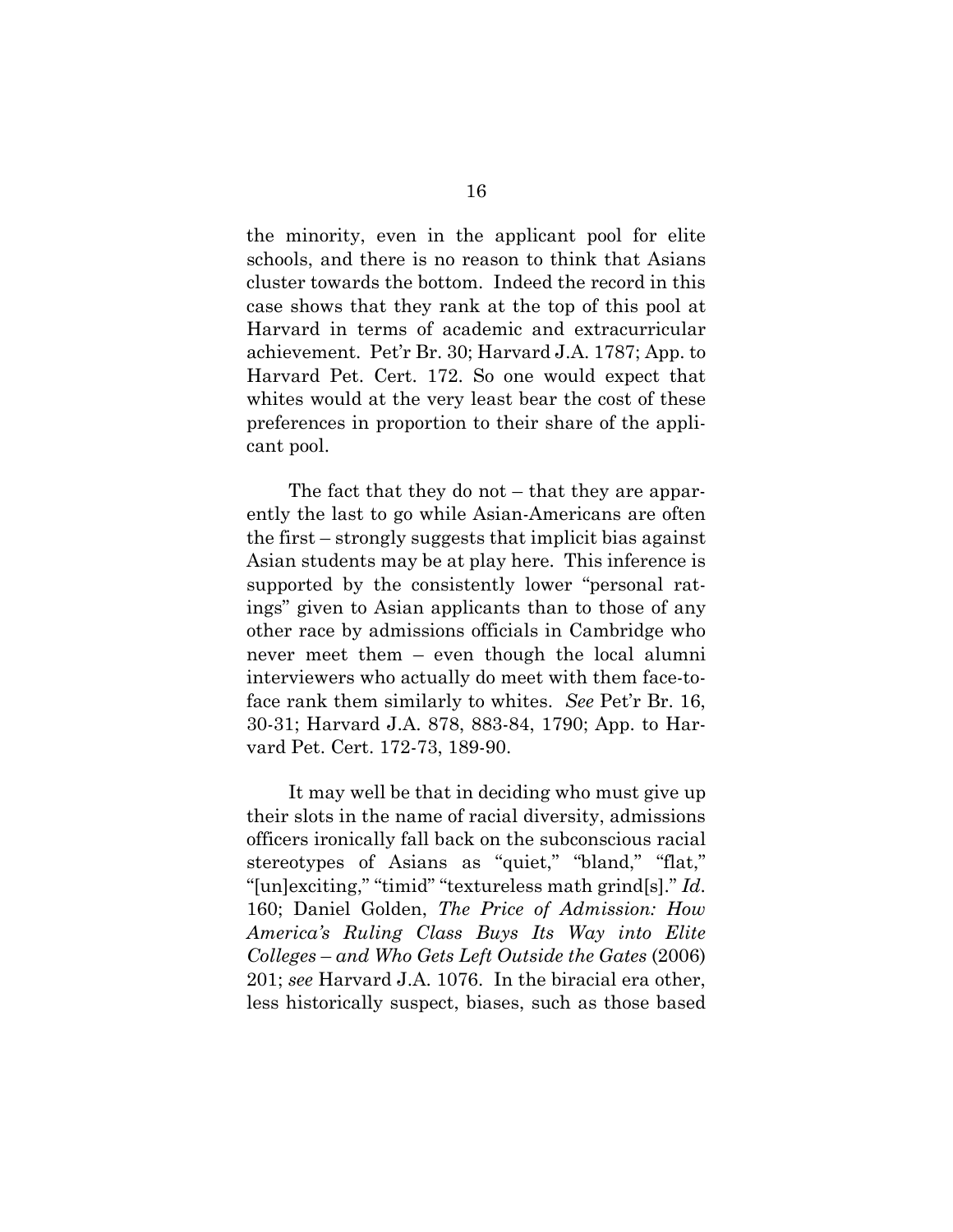the minority, even in the applicant pool for elite schools, and there is no reason to think that Asians cluster towards the bottom. Indeed the record in this case shows that they rank at the top of this pool at Harvard in terms of academic and extracurricular achievement. Pet'r Br. 30; Harvard J.A. 1787; App. to Harvard Pet. Cert. 172. So one would expect that whites would at the very least bear the cost of these preferences in proportion to their share of the applicant pool.

The fact that they do not – that they are apparently the last to go while Asian-Americans are often the first – strongly suggests that implicit bias against Asian students may be at play here. This inference is supported by the consistently lower "personal ratings" given to Asian applicants than to those of any other race by admissions officials in Cambridge who never meet them – even though the local alumni interviewers who actually do meet with them face-to-face rank them similarly to whites. *See* Pet'r Br. 16, 30-31; Harvard J.A. 878, 883-84, 1790; App. to Harvard Pet. Cert. 172-73, 189-90.

It may well be that in deciding who must give up their slots in the name of racial diversity, admissions officers ironically fall back on the subconscious racial stereotypes of Asians as "quiet," "bland," "flat," "[un]exciting," "timid" "textureless math grind[s]." *Id*. 160; Daniel Golden, *The Price of Admission: How America's Ruling Class Buys Its Way into Elite Colleges – and Who Gets Left Outside the Gates* (2006) 201; *see* Harvard J.A. 1076. In the biracial era other, less historically suspect, biases, such as those based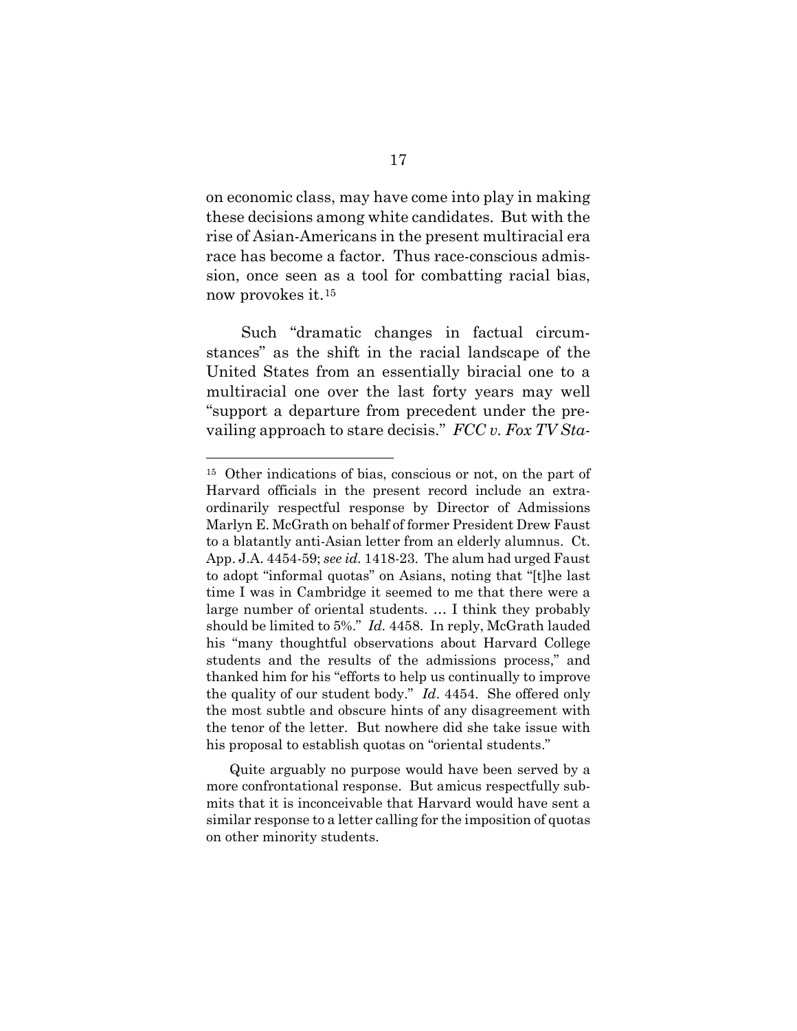on economic class, may have come into play in making these decisions among white candidates. But with the rise of Asian-Americans in the present multiracial era race has become a factor. Thus race-conscious admission, once seen as a tool for combatting racial bias, now provokes it.[15]

Such "dramatic changes in factual circumstances" as the shift in the racial landscape of the United States from an essentially biracial one to a multiracial one over the last forty years may well "support a departure from precedent under the prevailing approach to stare decisis." *FCC v. Fox TV Sta-*

---

[15] Other indications of bias, conscious or not, on the part of Harvard officials in the present record include an extraordinarily respectful response by Director of Admissions Marlyn E. McGrath on behalf of former President Drew Faust to a blatantly anti-Asian letter from an elderly alumnus. Ct. App. J.A. 4454-59; *see id.* 1418-23. The alum had urged Faust to adopt "informal quotas" on Asians, noting that "[t]he last time I was in Cambridge it seemed to me that there were a large number of oriental students. … I think they probably should be limited to 5%." *Id.* 4458. In reply, McGrath lauded his "many thoughtful observations about Harvard College students and the results of the admissions process," and thanked him for his "efforts to help us continually to improve the quality of our student body." *Id*. 4454. She offered only the most subtle and obscure hints of any disagreement with the tenor of the letter. But nowhere did she take issue with his proposal to establish quotas on "oriental students."

Quite arguably no purpose would have been served by a more confrontational response. But amicus respectfully submits that it is inconceivable that Harvard would have sent a similar response to a letter calling for the imposition of quotas on other minority students.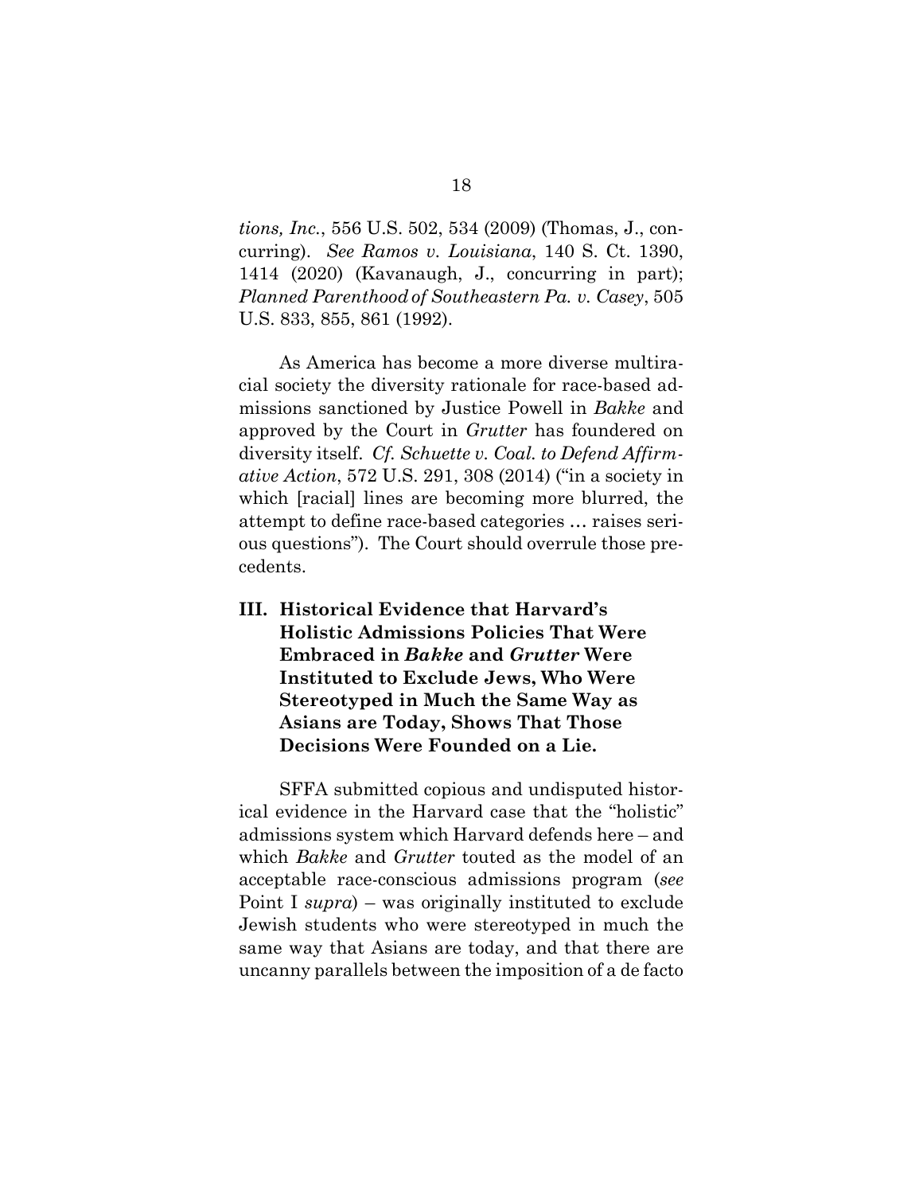*tions, Inc.*, 556 U.S. 502, 534 (2009) (Thomas, J., concurring). *See Ramos v. Louisiana*, 140 S. Ct. 1390, 1414 (2020) (Kavanaugh, J., concurring in part); *Planned Parenthood of Southeastern Pa. v. Casey*, 505 U.S. 833, 855, 861 (1992).

As America has become a more diverse multiracial society the diversity rationale for race-based admissions sanctioned by Justice Powell in *Bakke* and approved by the Court in *Grutter* has foundered on diversity itself. *Cf. Schuette v. Coal. to Defend Affirmative Action*, 572 U.S. 291, 308 (2014) ("in a society in which [racial] lines are becoming more blurred, the attempt to define race-based categories … raises serious questions"). The Court should overrule those precedents.

## III. Historical Evidence that Harvard's Holistic Admissions Policies That Were Embraced in *Bakke* and *Grutter* Were Instituted to Exclude Jews, Who Were Stereotyped in Much the Same Way as Asians are Today, Shows That Those Decisions Were Founded on a Lie.

SFFA submitted copious and undisputed historical evidence in the Harvard case that the "holistic" admissions system which Harvard defends here – and which *Bakke* and *Grutter* touted as the model of an acceptable race-conscious admissions program (*see* Point I *supra*) – was originally instituted to exclude Jewish students who were stereotyped in much the same way that Asians are today, and that there are uncanny parallels between the imposition of a de facto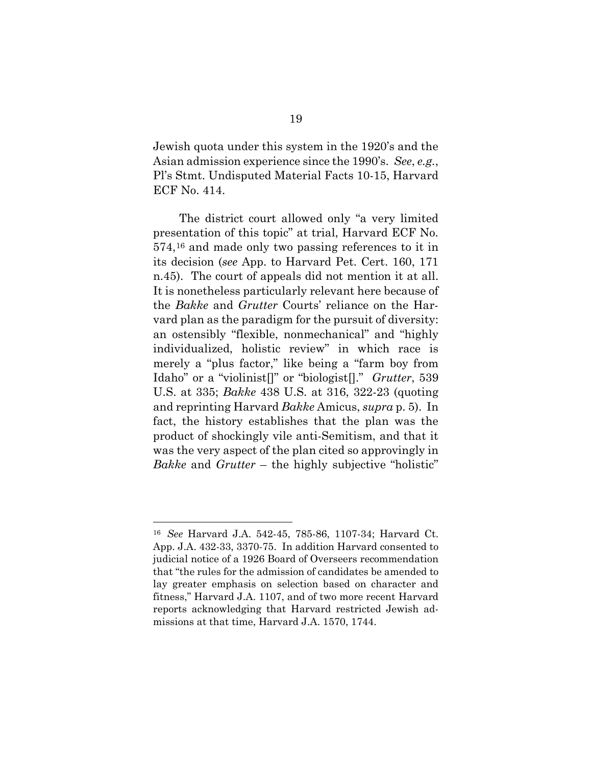Jewish quota under this system in the 1920's and the Asian admission experience since the 1990's. *See*, *e.g.*, Pl's Stmt. Undisputed Material Facts 10-15, Harvard ECF No. 414.

The district court allowed only "a very limited presentation of this topic" at trial, Harvard ECF No. 574,[16] and made only two passing references to it in its decision (*see* App. to Harvard Pet. Cert. 160, 171 n.45). The court of appeals did not mention it at all. It is nonetheless particularly relevant here because of the *Bakke* and *Grutter* Courts' reliance on the Harvard plan as the paradigm for the pursuit of diversity: an ostensibly "flexible, nonmechanical" and "highly individualized, holistic review" in which race is merely a "plus factor," like being a "farm boy from Idaho" or a "violinist[]" or "biologist[]." *Grutter*, 539 U.S. at 335; *Bakke* 438 U.S. at 316, 322-23 (quoting and reprinting Harvard *Bakke* Amicus, *supra* p. 5). In fact, the history establishes that the plan was the product of shockingly vile anti-Semitism, and that it was the very aspect of the plan cited so approvingly in *Bakke* and *Grutter* – the highly subjective "holistic"

---

[16] *See* Harvard J.A. 542-45, 785-86, 1107-34; Harvard Ct. App. J.A. 432-33, 3370-75. In addition Harvard consented to judicial notice of a 1926 Board of Overseers recommendation that "the rules for the admission of candidates be amended to lay greater emphasis on selection based on character and fitness," Harvard J.A. 1107, and of two more recent Harvard reports acknowledging that Harvard restricted Jewish admissions at that time, Harvard J.A. 1570, 1744.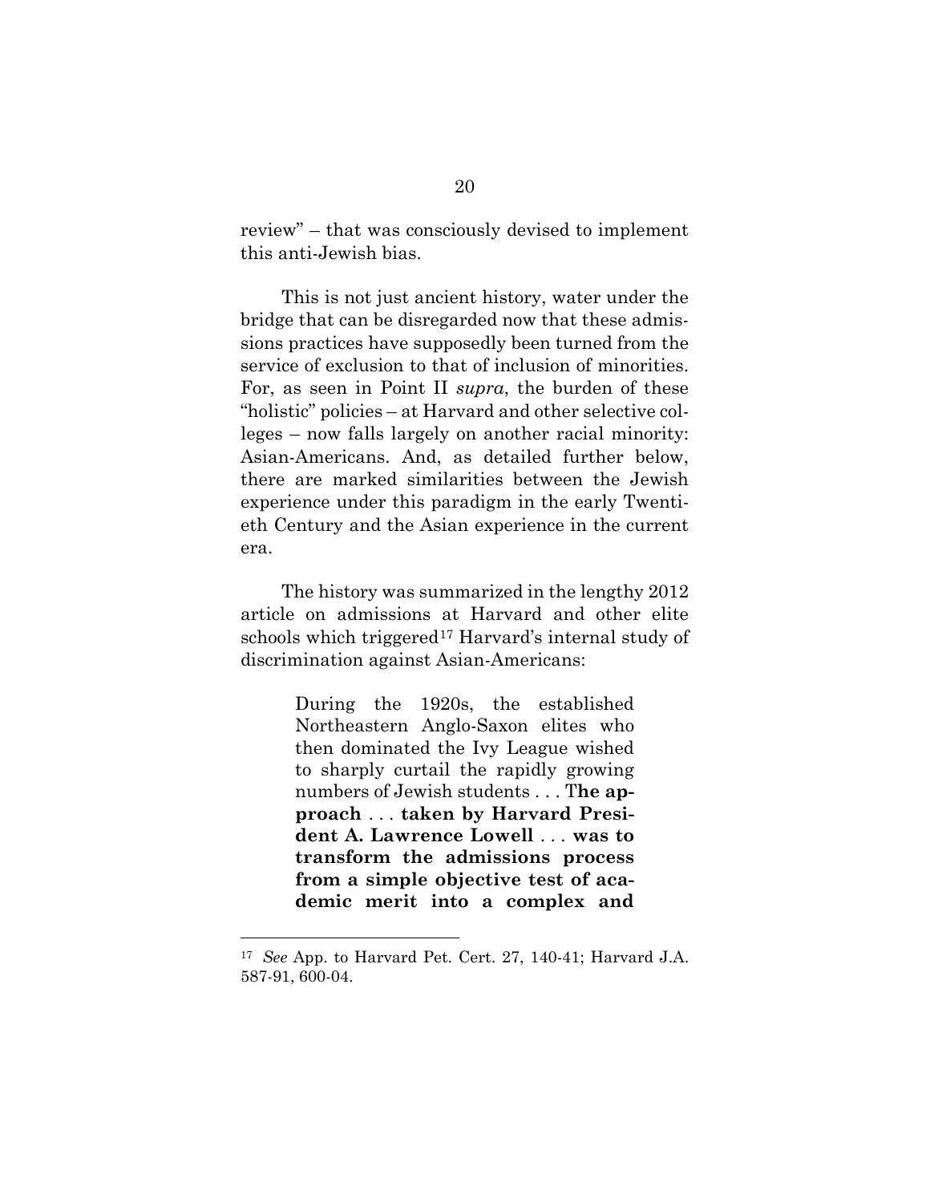review" – that was consciously devised to implement this anti-Jewish bias.

This is not just ancient history, water under the bridge that can be disregarded now that these admissions practices have supposedly been turned from the service of exclusion to that of inclusion of minorities. For, as seen in Point II *supra*, the burden of these "holistic" policies – at Harvard and other selective colleges – now falls largely on another racial minority: Asian-Americans. And, as detailed further below, there are marked similarities between the Jewish experience under this paradigm in the early Twentieth Century and the Asian experience in the current era.

The history was summarized in the lengthy 2012 article on admissions at Harvard and other elite schools which triggered[17] Harvard's internal study of discrimination against Asian-Americans:

> During the 1920s, the established Northeastern Anglo-Saxon elites who then dominated the Ivy League wished to sharply curtail the rapidly growing numbers of Jewish students . . . **The approach . . . taken by Harvard President A. Lawrence Lowell . . . was to transform the admissions process from a simple objective test of academic merit into a complex and**

---

[17] *See* App. to Harvard Pet. Cert. 27, 140-41; Harvard J.A. 587-91, 600-04.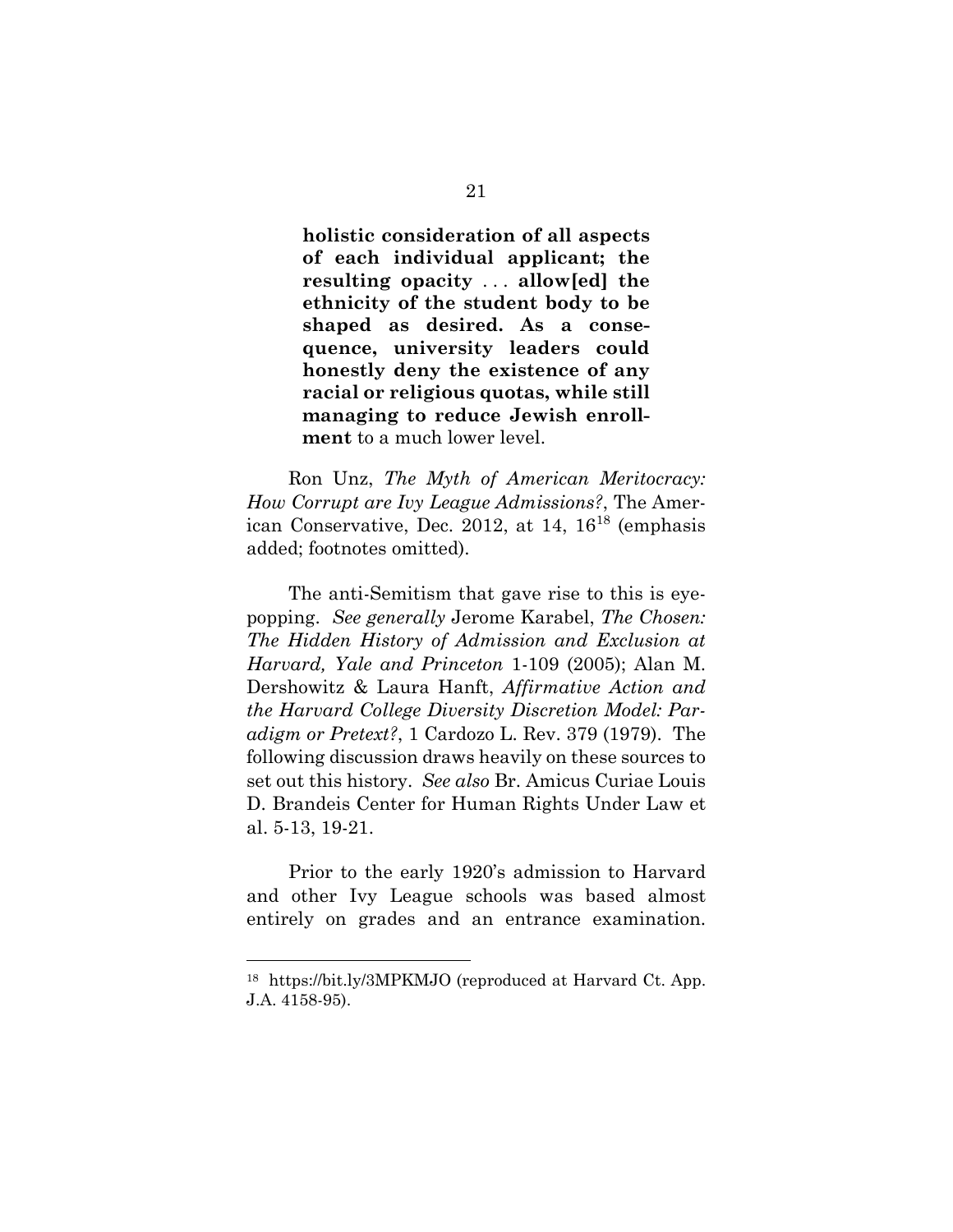> **holistic consideration of all aspects of each individual applicant; the resulting opacity** . . . **allow[ed] the ethnicity of the student body to be shaped as desired. As a consequence, university leaders could honestly deny the existence of any racial or religious quotas, while still managing to reduce Jewish enrollment** to a much lower level.

Ron Unz, *The Myth of American Meritocracy: How Corrupt are Ivy League Admissions?*, The American Conservative, Dec. 2012, at 14, 16[18] (emphasis added; footnotes omitted).

The anti-Semitism that gave rise to this is eye-popping. *See generally* Jerome Karabel, *The Chosen: The Hidden History of Admission and Exclusion at Harvard, Yale and Princeton* 1-109 (2005); Alan M. Dershowitz & Laura Hanft, *Affirmative Action and the Harvard College Diversity Discretion Model: Paradigm or Pretext?*, 1 Cardozo L. Rev. 379 (1979). The following discussion draws heavily on these sources to set out this history. *See also* Br. Amicus Curiae Louis D. Brandeis Center for Human Rights Under Law et al. 5-13, 19-21.

Prior to the early 1920's admission to Harvard and other Ivy League schools was based almost entirely on grades and an entrance examination.

---

[18] https://bit.ly/3MPKMJO (reproduced at Harvard Ct. App. J.A. 4158-95).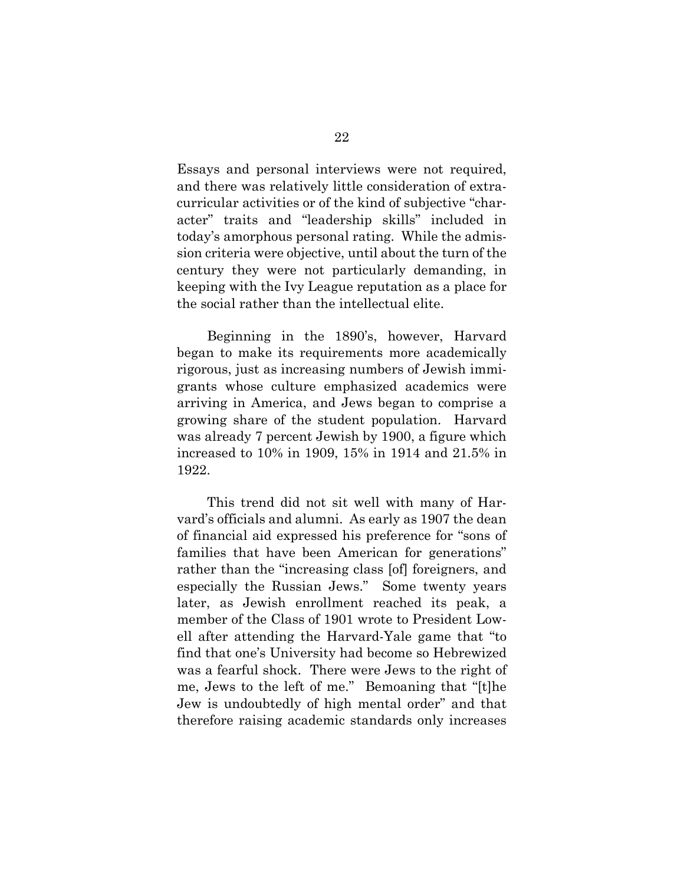Essays and personal interviews were not required, and there was relatively little consideration of extracurricular activities or of the kind of subjective "character" traits and "leadership skills" included in today's amorphous personal rating. While the admission criteria were objective, until about the turn of the century they were not particularly demanding, in keeping with the Ivy League reputation as a place for the social rather than the intellectual elite.

Beginning in the 1890's, however, Harvard began to make its requirements more academically rigorous, just as increasing numbers of Jewish immigrants whose culture emphasized academics were arriving in America, and Jews began to comprise a growing share of the student population. Harvard was already 7 percent Jewish by 1900, a figure which increased to 10% in 1909, 15% in 1914 and 21.5% in 1922.

This trend did not sit well with many of Harvard's officials and alumni. As early as 1907 the dean of financial aid expressed his preference for "sons of families that have been American for generations" rather than the "increasing class [of] foreigners, and especially the Russian Jews." Some twenty years later, as Jewish enrollment reached its peak, a member of the Class of 1901 wrote to President Lowell after attending the Harvard-Yale game that "to find that one's University had become so Hebrewized was a fearful shock. There were Jews to the right of me, Jews to the left of me." Bemoaning that "[t]he Jew is undoubtedly of high mental order" and that therefore raising academic standards only increases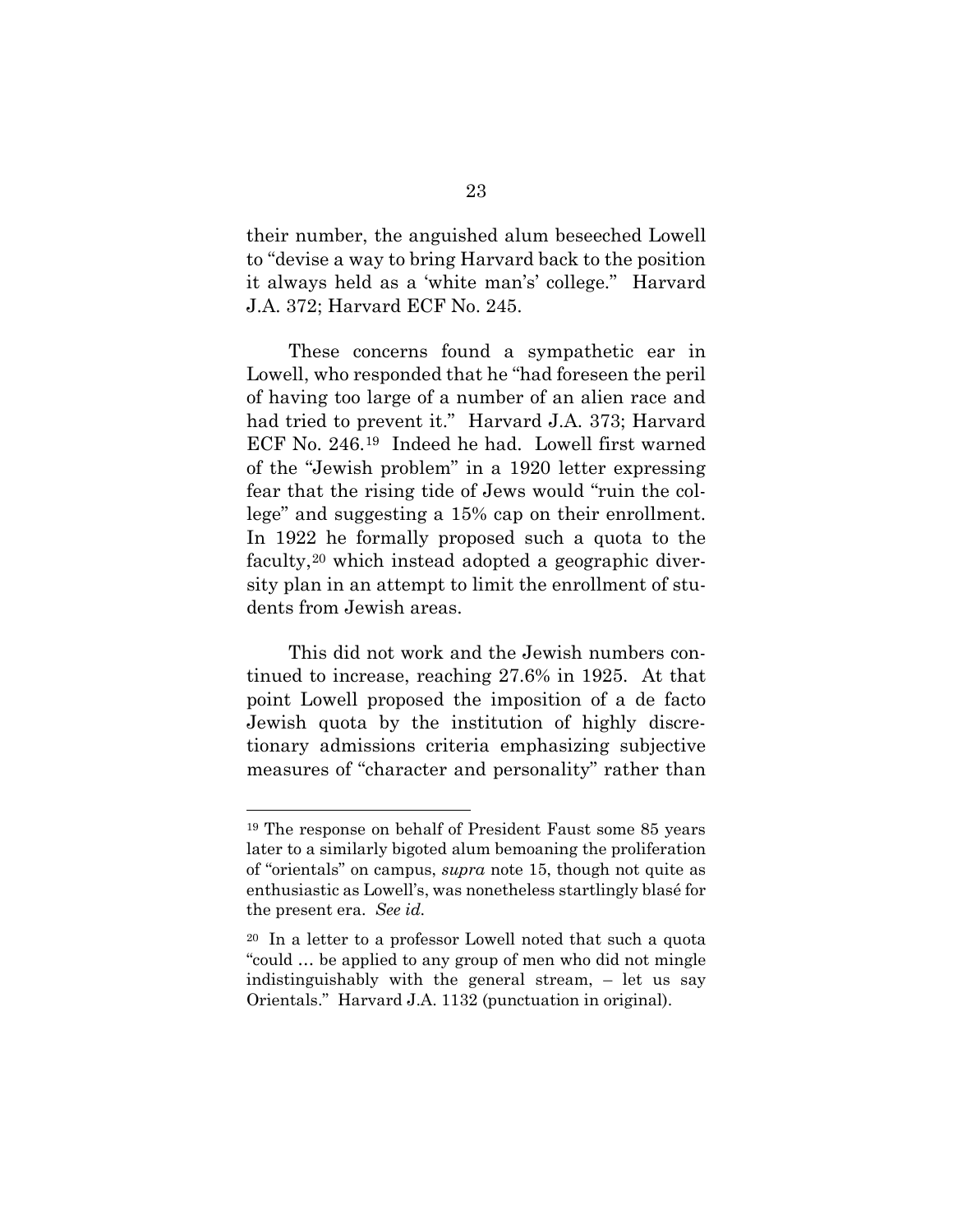their number, the anguished alum beseeched Lowell to "devise a way to bring Harvard back to the position it always held as a 'white man's' college." Harvard J.A. 372; Harvard ECF No. 245.

These concerns found a sympathetic ear in Lowell, who responded that he "had foreseen the peril of having too large of a number of an alien race and had tried to prevent it." Harvard J.A. 373; Harvard ECF No. 246.[19] Indeed he had. Lowell first warned of the "Jewish problem" in a 1920 letter expressing fear that the rising tide of Jews would "ruin the college" and suggesting a 15% cap on their enrollment. In 1922 he formally proposed such a quota to the faculty,[20] which instead adopted a geographic diversity plan in an attempt to limit the enrollment of students from Jewish areas.

This did not work and the Jewish numbers continued to increase, reaching 27.6% in 1925. At that point Lowell proposed the imposition of a de facto Jewish quota by the institution of highly discretionary admissions criteria emphasizing subjective measures of "character and personality" rather than

---

[19] The response on behalf of President Faust some 85 years later to a similarly bigoted alum bemoaning the proliferation of "orientals" on campus, *supra* note 15, though not quite as enthusiastic as Lowell's, was nonetheless startlingly blasé for the present era. *See id.*

[20] In a letter to a professor Lowell noted that such a quota "could … be applied to any group of men who did not mingle indistinguishably with the general stream, – let us say Orientals." Harvard J.A. 1132 (punctuation in original).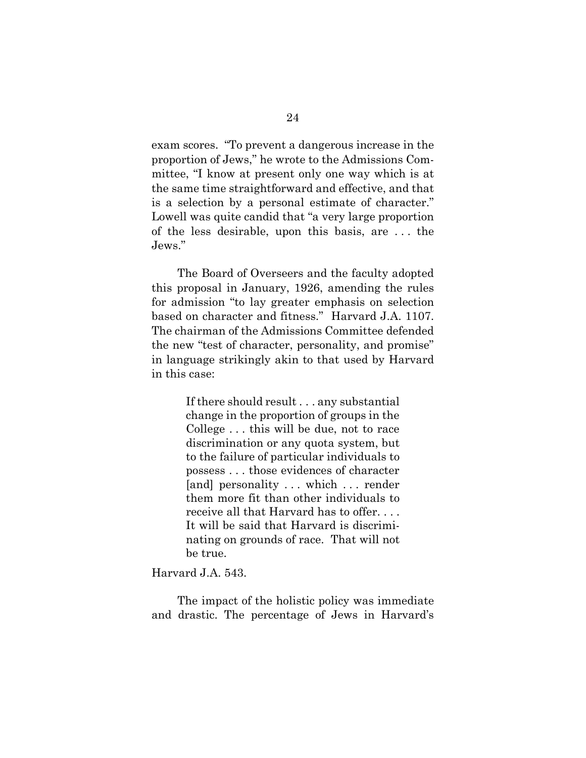exam scores. "To prevent a dangerous increase in the proportion of Jews," he wrote to the Admissions Committee, "I know at present only one way which is at the same time straightforward and effective, and that is a selection by a personal estimate of character." Lowell was quite candid that "a very large proportion of the less desirable, upon this basis, are . . . the Jews."

The Board of Overseers and the faculty adopted this proposal in January, 1926, amending the rules for admission "to lay greater emphasis on selection based on character and fitness." Harvard J.A. 1107. The chairman of the Admissions Committee defended the new "test of character, personality, and promise" in language strikingly akin to that used by Harvard in this case:

> If there should result . . . any substantial change in the proportion of groups in the College . . . this will be due, not to race discrimination or any quota system, but to the failure of particular individuals to possess . . . those evidences of character [and] personality . . . which . . . render them more fit than other individuals to receive all that Harvard has to offer. . . . It will be said that Harvard is discriminating on grounds of race. That will not be true.

Harvard J.A. 543.

The impact of the holistic policy was immediate and drastic. The percentage of Jews in Harvard's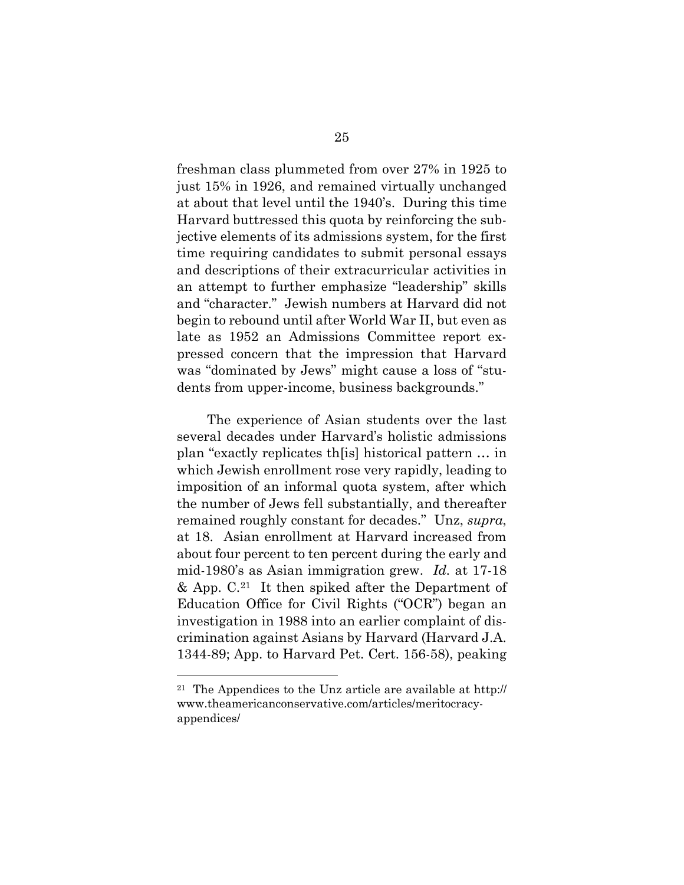freshman class plummeted from over 27% in 1925 to just 15% in 1926, and remained virtually unchanged at about that level until the 1940's. During this time Harvard buttressed this quota by reinforcing the subjective elements of its admissions system, for the first time requiring candidates to submit personal essays and descriptions of their extracurricular activities in an attempt to further emphasize "leadership" skills and "character." Jewish numbers at Harvard did not begin to rebound until after World War II, but even as late as 1952 an Admissions Committee report expressed concern that the impression that Harvard was "dominated by Jews" might cause a loss of "students from upper-income, business backgrounds."

The experience of Asian students over the last several decades under Harvard's holistic admissions plan "exactly replicates th[is] historical pattern … in which Jewish enrollment rose very rapidly, leading to imposition of an informal quota system, after which the number of Jews fell substantially, and thereafter remained roughly constant for decades." Unz, *supra*, at 18. Asian enrollment at Harvard increased from about four percent to ten percent during the early and mid-1980's as Asian immigration grew. *Id.* at 17-18 & App. C.[21] It then spiked after the Department of Education Office for Civil Rights ("OCR") began an investigation in 1988 into an earlier complaint of discrimination against Asians by Harvard (Harvard J.A. 1344-89; App. to Harvard Pet. Cert. 156-58), peaking

---

[21] The Appendices to the Unz article are available at http://www.theamericanconservative.com/articles/meritocracy-appendices/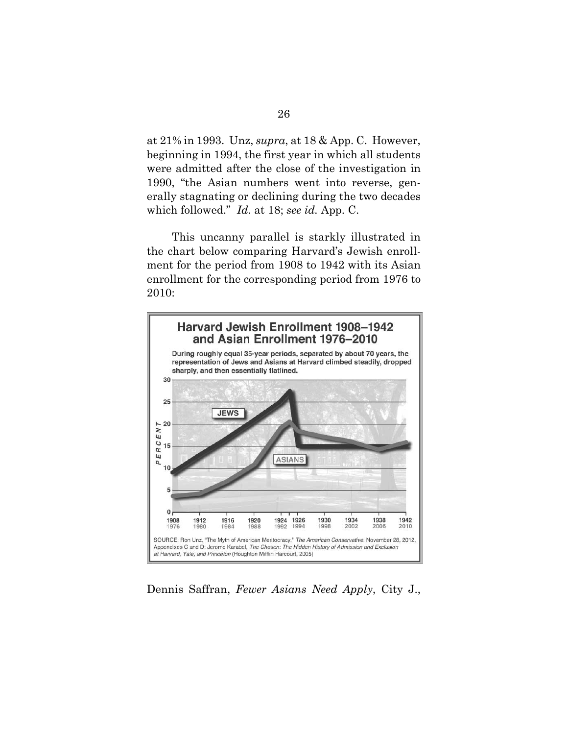at 21% in 1993. Unz, *supra*, at 18 & App. C. However, beginning in 1994, the first year in which all students were admitted after the close of the investigation in 1990, "the Asian numbers went into reverse, generally stagnating or declining during the two decades which followed." *Id.* at 18; *see id.* App. C.

This uncanny parallel is starkly illustrated in the chart below comparing Harvard's Jewish enrollment for the period from 1908 to 1942 with its Asian enrollment for the corresponding period from 1976 to 2010:

**Harvard Jewish Enrollment 1908–1942 and Asian Enrollment 1976–2010**

**During roughly equal 35-year periods, separated by about 70 years, the representation of Jews and Asians at Harvard climbed steadily, dropped sharply, and then essentially flatlined.**

SOURCE: Ron Unz, "The Myth of American Meritocracy," *The American Conservative*, November 28, 2012, Appendixes C and D; Jerome Karabel, *The Chosen: The Hidden History of Admission and Exclusion at Harvard, Yale, and Princeton* (Houghton Mifflin Harcourt, 2005)

Dennis Saffran, *Fewer Asians Need Apply*, City J.,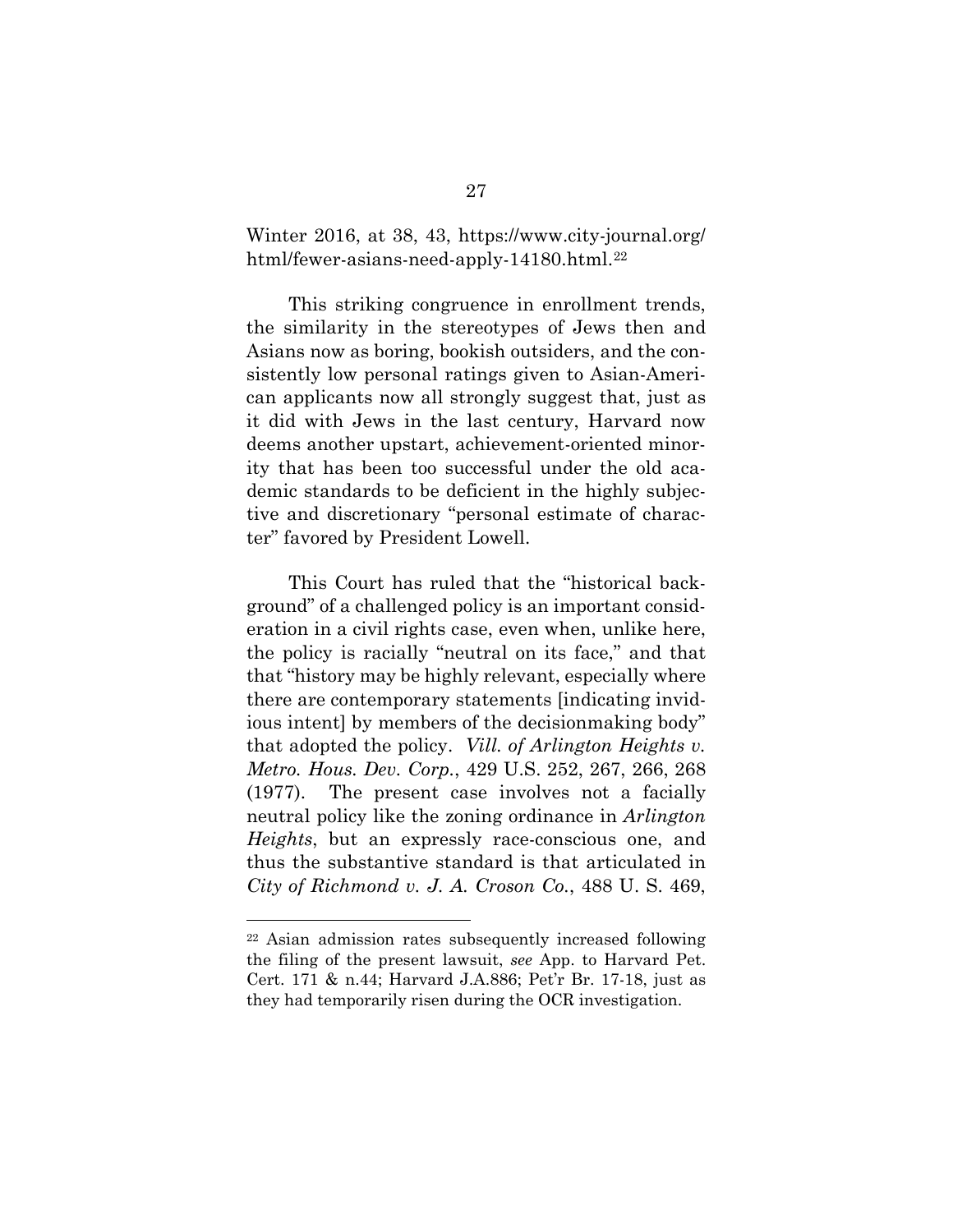Winter 2016, at 38, 43, https://www.city-journal.org/html/fewer-asians-need-apply-14180.html.[22]

This striking congruence in enrollment trends, the similarity in the stereotypes of Jews then and Asians now as boring, bookish outsiders, and the consistently low personal ratings given to Asian-American applicants now all strongly suggest that, just as it did with Jews in the last century, Harvard now deems another upstart, achievement-oriented minority that has been too successful under the old academic standards to be deficient in the highly subjective and discretionary "personal estimate of character" favored by President Lowell.

This Court has ruled that the "historical background" of a challenged policy is an important consideration in a civil rights case, even when, unlike here, the policy is racially "neutral on its face," and that that "history may be highly relevant, especially where there are contemporary statements [indicating invidious intent] by members of the decisionmaking body" that adopted the policy. *Vill. of Arlington Heights v. Metro. Hous. Dev. Corp.*, 429 U.S. 252, 267, 266, 268 (1977). The present case involves not a facially neutral policy like the zoning ordinance in *Arlington Heights*, but an expressly race-conscious one, and thus the substantive standard is that articulated in *City of Richmond v. J. A. Croson Co.*, 488 U. S. 469,

---

[22] Asian admission rates subsequently increased following the filing of the present lawsuit, *see* App. to Harvard Pet. Cert. 171 & n.44; Harvard J.A.886; Pet'r Br. 17-18, just as they had temporarily risen during the OCR investigation.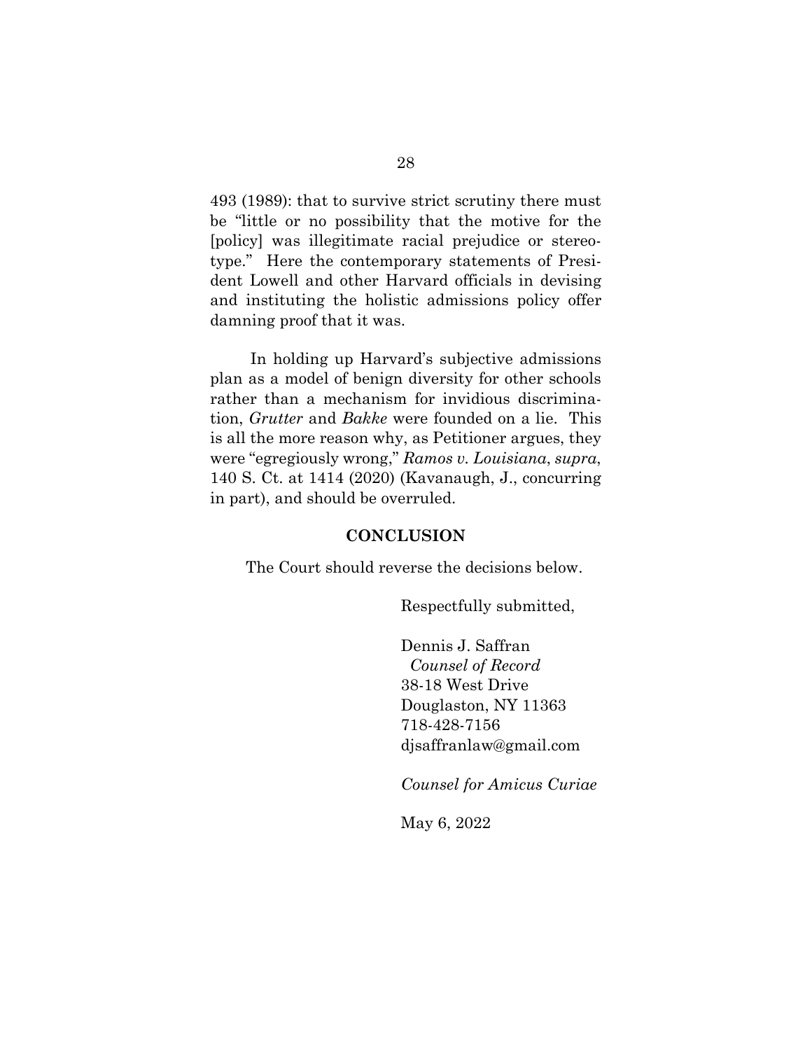493 (1989): that to survive strict scrutiny there must be "little or no possibility that the motive for the [policy] was illegitimate racial prejudice or stereotype." Here the contemporary statements of President Lowell and other Harvard officials in devising and instituting the holistic admissions policy offer damning proof that it was.

In holding up Harvard's subjective admissions plan as a model of benign diversity for other schools rather than a mechanism for invidious discrimination, *Grutter* and *Bakke* were founded on a lie. This is all the more reason why, as Petitioner argues, they were "egregiously wrong," *Ramos v. Louisiana*, *supra*, 140 S. Ct. at 1414 (2020) (Kavanaugh, J., concurring in part), and should be overruled.

## CONCLUSION

The Court should reverse the decisions below.

Respectfully submitted,

Dennis J. Saffran
*Counsel of Record*
38-18 West Drive
Douglaston, NY 11363
718-428-7156
djsaffranlaw@gmail.com

*Counsel for Amicus Curiae*

May 6, 2022